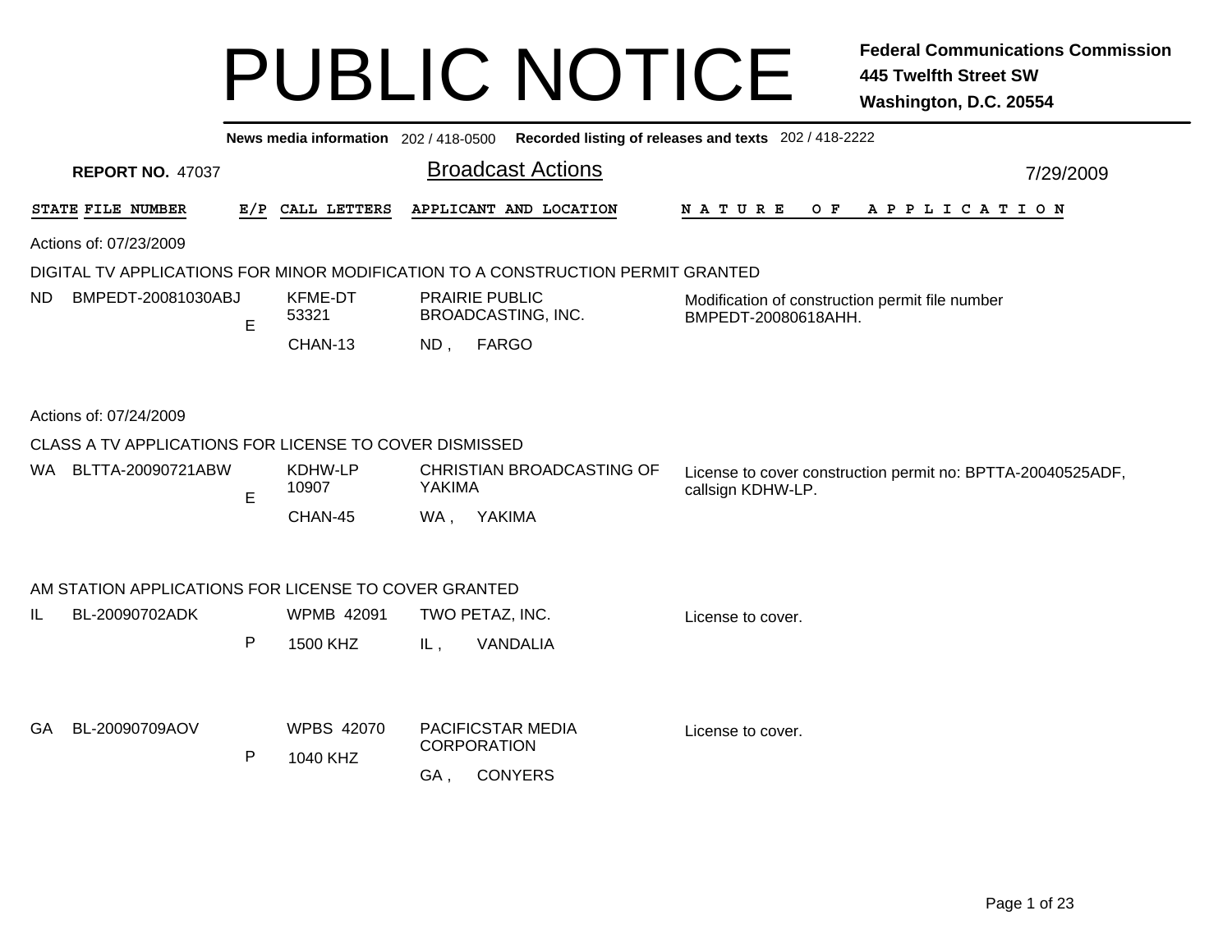# PUBLIC NOTICE

**Federal Communications Commission**
**445 Twelfth Street SW**
**Washington, D.C. 20554**

**News media information** 202 / 418-0500 **Recorded listing of releases and texts** 202 / 418-2222

**REPORT NO.** 47037

## Broadcast Actions

7/29/2009

| STATE | FILE NUMBER | E/P | CALL LETTERS | APPLICANT AND LOCATION | NATURE OF APPLICATION |
|---|---|---|---|---|---|

Actions of: 07/23/2009

DIGITAL TV APPLICATIONS FOR MINOR MODIFICATION TO A CONSTRUCTION PERMIT GRANTED

| STATE | FILE NUMBER | E/P | CALL LETTERS | APPLICANT AND LOCATION | NATURE OF APPLICATION |
|---|---|---|---|---|---|
| ND | BMPEDT-20081030ABJ | E | KFME-DT 53321 CHAN-13 | PRAIRIE PUBLIC BROADCASTING, INC. ND , FARGO | Modification of construction permit file number BMPEDT-20080618AHH. |

Actions of: 07/24/2009

CLASS A TV APPLICATIONS FOR LICENSE TO COVER DISMISSED

| STATE | FILE NUMBER | E/P | CALL LETTERS | APPLICANT AND LOCATION | NATURE OF APPLICATION |
|---|---|---|---|---|---|
| WA | BLTTA-20090721ABW | E | KDHW-LP 10907 CHAN-45 | CHRISTIAN BROADCASTING OF YAKIMA WA , YAKIMA | License to cover construction permit no: BPTTA-20040525ADF, callsign KDHW-LP. |

AM STATION APPLICATIONS FOR LICENSE TO COVER GRANTED

| STATE | FILE NUMBER | E/P | CALL LETTERS | APPLICANT AND LOCATION | NATURE OF APPLICATION |
|---|---|---|---|---|---|
| IL | BL-20090702ADK | P | WPMB 42091 1500 KHZ | TWO PETAZ, INC. IL , VANDALIA | License to cover. |
| GA | BL-20090709AOV | P | WPBS 42070 1040 KHZ | PACIFICSTAR MEDIA CORPORATION GA , CONYERS | License to cover. |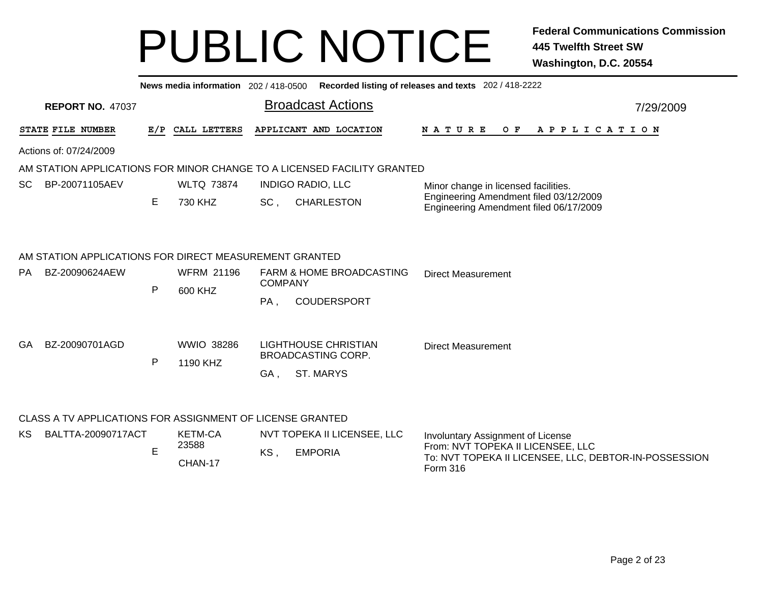# PUBLIC NOTICE

**Federal Communications Commission**
**445 Twelfth Street SW**
**Washington, D.C. 20554**

**News media information** 202 / 418-0500 **Recorded listing of releases and texts** 202 / 418-2222

**REPORT NO.** 47037

## Broadcast Actions

7/29/2009

| STATE | FILE NUMBER | E/P | CALL LETTERS | APPLICANT AND LOCATION | NATURE OF APPLICATION |
|---|---|---|---|---|---|

Actions of: 07/24/2009

### AM STATION APPLICATIONS FOR MINOR CHANGE TO A LICENSED FACILITY GRANTED

| STATE | FILE NUMBER | E/P | CALL LETTERS | APPLICANT AND LOCATION | NATURE OF APPLICATION |
|---|---|---|---|---|---|
| SC | BP-20071105AEV | E | WLTQ 73874<br>730 KHZ | INDIGO RADIO, LLC<br>SC , CHARLESTON | Minor change in licensed facilities.<br>Engineering Amendment filed 03/12/2009<br>Engineering Amendment filed 06/17/2009 |

### AM STATION APPLICATIONS FOR DIRECT MEASUREMENT GRANTED

| STATE | FILE NUMBER | E/P | CALL LETTERS | APPLICANT AND LOCATION | NATURE OF APPLICATION |
|---|---|---|---|---|---|
| PA | BZ-20090624AEW | P | WFRM 21196<br>600 KHZ | FARM & HOME BROADCASTING COMPANY<br>PA , COUDERSPORT | Direct Measurement |
| GA | BZ-20090701AGD | P | WWIO 38286<br>1190 KHZ | LIGHTHOUSE CHRISTIAN BROADCASTING CORP.<br>GA , ST. MARYS | Direct Measurement |

### CLASS A TV APPLICATIONS FOR ASSIGNMENT OF LICENSE GRANTED

| STATE | FILE NUMBER | E/P | CALL LETTERS | APPLICANT AND LOCATION | NATURE OF APPLICATION |
|---|---|---|---|---|---|
| KS | BALTTA-20090717ACT | E | KETM-CA 23588<br>CHAN-17 | NVT TOPEKA II LICENSEE, LLC<br>KS , EMPORIA | Involuntary Assignment of License<br>From: NVT TOPEKA II LICENSEE, LLC<br>To: NVT TOPEKA II LICENSEE, LLC, DEBTOR-IN-POSSESSION<br>Form 316 |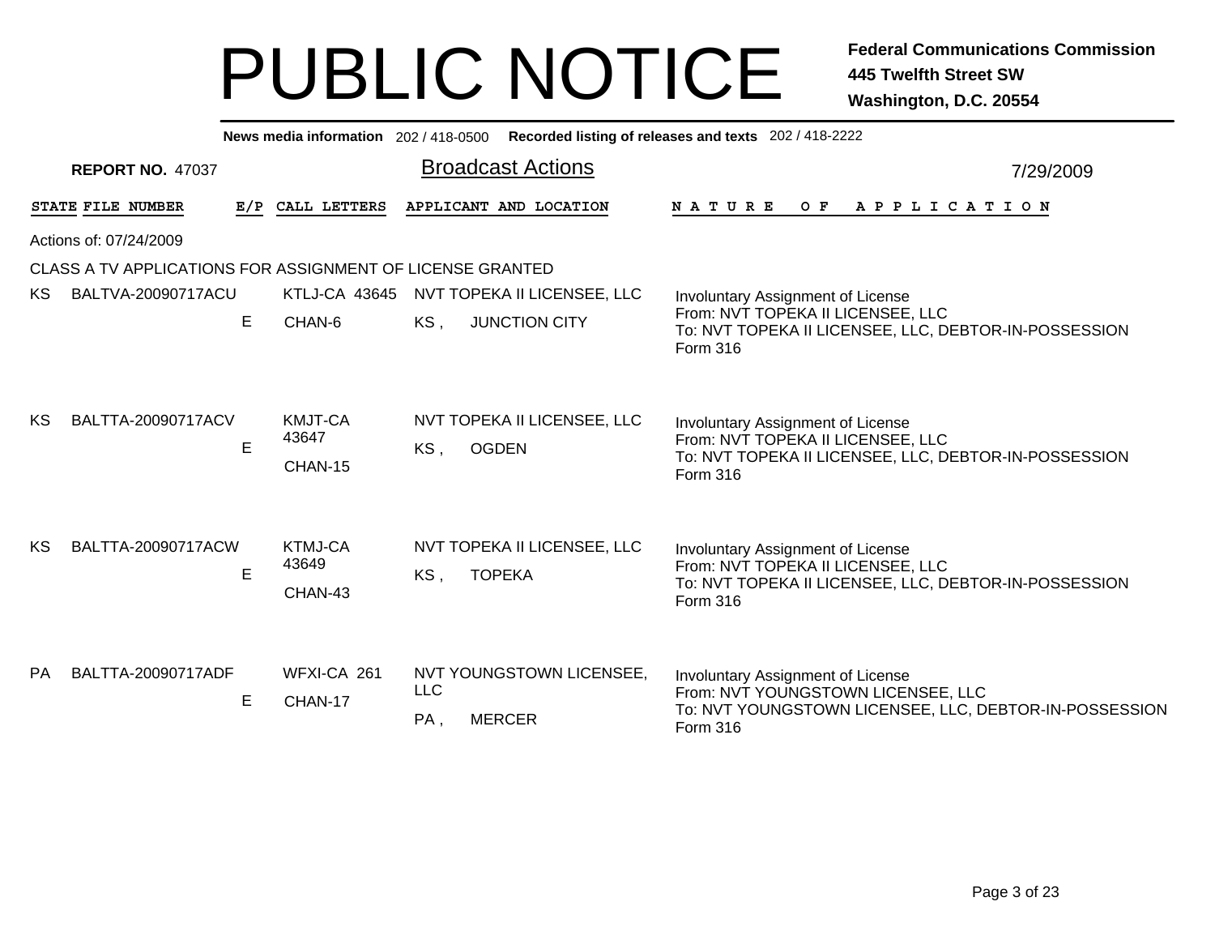# PUBLIC NOTICE

**Federal Communications Commission**
**445 Twelfth Street SW**
**Washington, D.C. 20554**

**News media information** 202 / 418-0500 **Recorded listing of releases and texts** 202 / 418-2222

**REPORT NO.** 47037

## Broadcast Actions

7/29/2009

| STATE | FILE NUMBER | E/P | CALL LETTERS | APPLICANT AND LOCATION | NATURE OF APPLICATION |
|---|---|---|---|---|---|

Actions of: 07/24/2009

CLASS A TV APPLICATIONS FOR ASSIGNMENT OF LICENSE GRANTED

| STATE | FILE NUMBER | E/P | CALL LETTERS | APPLICANT AND LOCATION | NATURE OF APPLICATION |
|---|---|---|---|---|---|
| KS | BALTVA-20090717ACU | E | KTLJ-CA 43645<br>CHAN-6 | NVT TOPEKA II LICENSEE, LLC<br>KS , JUNCTION CITY | Involuntary Assignment of License<br>From: NVT TOPEKA II LICENSEE, LLC<br>To: NVT TOPEKA II LICENSEE, LLC, DEBTOR-IN-POSSESSION<br>Form 316 |
| KS | BALTTA-20090717ACV | E | KMJT-CA 43647<br>CHAN-15 | NVT TOPEKA II LICENSEE, LLC<br>KS , OGDEN | Involuntary Assignment of License<br>From: NVT TOPEKA II LICENSEE, LLC<br>To: NVT TOPEKA II LICENSEE, LLC, DEBTOR-IN-POSSESSION<br>Form 316 |
| KS | BALTTA-20090717ACW | E | KTMJ-CA 43649<br>CHAN-43 | NVT TOPEKA II LICENSEE, LLC<br>KS , TOPEKA | Involuntary Assignment of License<br>From: NVT TOPEKA II LICENSEE, LLC<br>To: NVT TOPEKA II LICENSEE, LLC, DEBTOR-IN-POSSESSION<br>Form 316 |
| PA | BALTTA-20090717ADF | E | WFXI-CA 261<br>CHAN-17 | NVT YOUNGSTOWN LICENSEE, LLC<br>PA , MERCER | Involuntary Assignment of License<br>From: NVT YOUNGSTOWN LICENSEE, LLC<br>To: NVT YOUNGSTOWN LICENSEE, LLC, DEBTOR-IN-POSSESSION<br>Form 316 |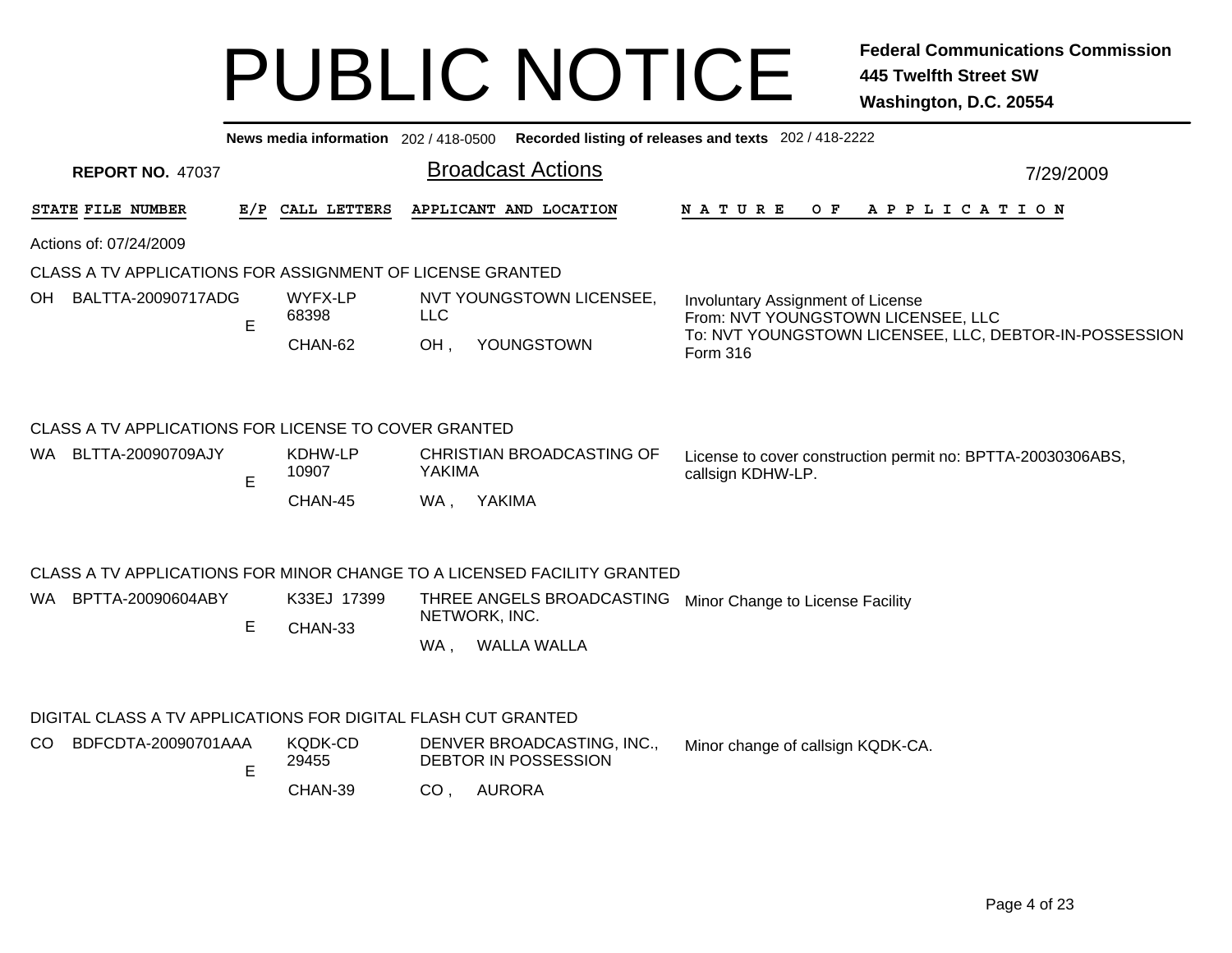# PUBLIC NOTICE

**Federal Communications Commission**
**445 Twelfth Street SW**
**Washington, D.C. 20554**

**News media information** 202 / 418-0500 **Recorded listing of releases and texts** 202 / 418-2222

**REPORT NO.** 47037

## Broadcast Actions

7/29/2009

Actions of: 07/24/2009

### CLASS A TV APPLICATIONS FOR ASSIGNMENT OF LICENSE GRANTED

| STATE | FILE NUMBER | E/P | CALL LETTERS | APPLICANT AND LOCATION | NATURE OF APPLICATION |
|---|---|---|---|---|---|
| OH | BALTTA-20090717ADG | E | WYFX-LP 68398 CHAN-62 | NVT YOUNGSTOWN LICENSEE, LLC OH , YOUNGSTOWN | Involuntary Assignment of License From: NVT YOUNGSTOWN LICENSEE, LLC To: NVT YOUNGSTOWN LICENSEE, LLC, DEBTOR-IN-POSSESSION Form 316 |

### CLASS A TV APPLICATIONS FOR LICENSE TO COVER GRANTED

| STATE | FILE NUMBER | E/P | CALL LETTERS | APPLICANT AND LOCATION | NATURE OF APPLICATION |
|---|---|---|---|---|---|
| WA | BLTTA-20090709AJY | E | KDHW-LP 10907 CHAN-45 | CHRISTIAN BROADCASTING OF YAKIMA WA , YAKIMA | License to cover construction permit no: BPTTA-20030306ABS, callsign KDHW-LP. |

### CLASS A TV APPLICATIONS FOR MINOR CHANGE TO A LICENSED FACILITY GRANTED

| STATE | FILE NUMBER | E/P | CALL LETTERS | APPLICANT AND LOCATION | NATURE OF APPLICATION |
|---|---|---|---|---|---|
| WA | BPTTA-20090604ABY | E | K33EJ 17399 CHAN-33 | THREE ANGELS BROADCASTING NETWORK, INC. WA , WALLA WALLA | Minor Change to License Facility |

### DIGITAL CLASS A TV APPLICATIONS FOR DIGITAL FLASH CUT GRANTED

| STATE | FILE NUMBER | E/P | CALL LETTERS | APPLICANT AND LOCATION | NATURE OF APPLICATION |
|---|---|---|---|---|---|
| CO | BDFCDTA-20090701AAA | E | KQDK-CD 29455 CHAN-39 | DENVER BROADCASTING, INC., DEBTOR IN POSSESSION CO , AURORA | Minor change of callsign KQDK-CA. |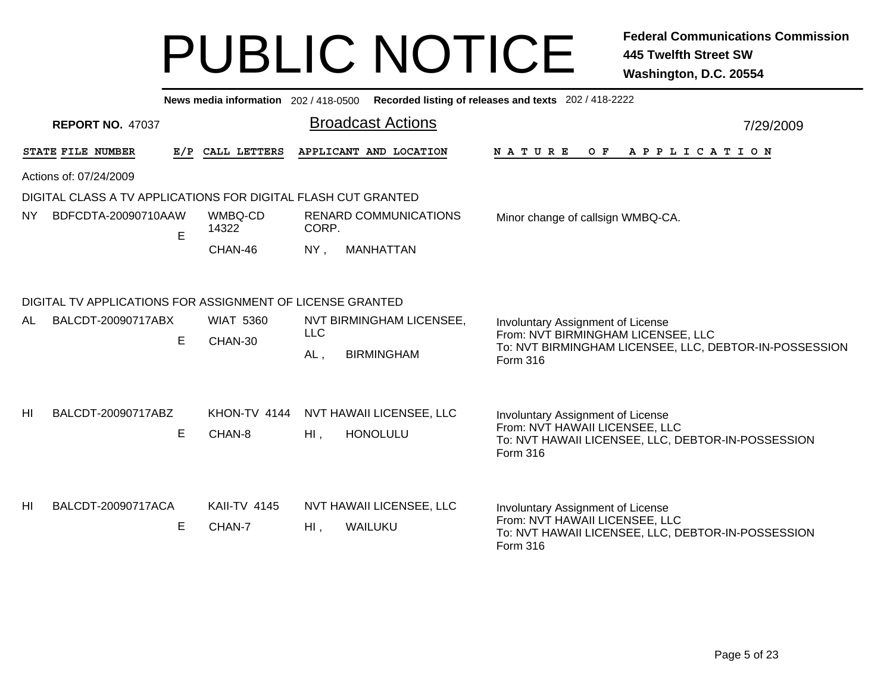# PUBLIC NOTICE

**Federal Communications Commission**
**445 Twelfth Street SW**
**Washington, D.C. 20554**

**News media information** 202 / 418-0500 **Recorded listing of releases and texts** 202 / 418-2222

**REPORT NO.** 47037

## Broadcast Actions

7/29/2009

| STATE | FILE NUMBER | E/P | CALL LETTERS | APPLICANT AND LOCATION | NATURE OF APPLICATION |
|---|---|---|---|---|---|

Actions of: 07/24/2009

### DIGITAL CLASS A TV APPLICATIONS FOR DIGITAL FLASH CUT GRANTED

| STATE | FILE NUMBER | E/P | CALL LETTERS | APPLICANT AND LOCATION | NATURE OF APPLICATION |
|---|---|---|---|---|---|
| NY | BDFCDTA-20090710AAW | E | WMBQ-CD 14322 CHAN-46 | RENARD COMMUNICATIONS CORP. NY , MANHATTAN | Minor change of callsign WMBQ-CA. |

### DIGITAL TV APPLICATIONS FOR ASSIGNMENT OF LICENSE GRANTED

| STATE | FILE NUMBER | E/P | CALL LETTERS | APPLICANT AND LOCATION | NATURE OF APPLICATION |
|---|---|---|---|---|---|
| AL | BALCDT-20090717ABX | E | WIAT 5360 CHAN-30 | NVT BIRMINGHAM LICENSEE, LLC AL , BIRMINGHAM | Involuntary Assignment of License From: NVT BIRMINGHAM LICENSEE, LLC To: NVT BIRMINGHAM LICENSEE, LLC, DEBTOR-IN-POSSESSION Form 316 |
| HI | BALCDT-20090717ABZ | E | KHON-TV 4144 CHAN-8 | NVT HAWAII LICENSEE, LLC HI , HONOLULU | Involuntary Assignment of License From: NVT HAWAII LICENSEE, LLC To: NVT HAWAII LICENSEE, LLC, DEBTOR-IN-POSSESSION Form 316 |
| HI | BALCDT-20090717ACA | E | KAII-TV 4145 CHAN-7 | NVT HAWAII LICENSEE, LLC HI , WAILUKU | Involuntary Assignment of License From: NVT HAWAII LICENSEE, LLC To: NVT HAWAII LICENSEE, LLC, DEBTOR-IN-POSSESSION Form 316 |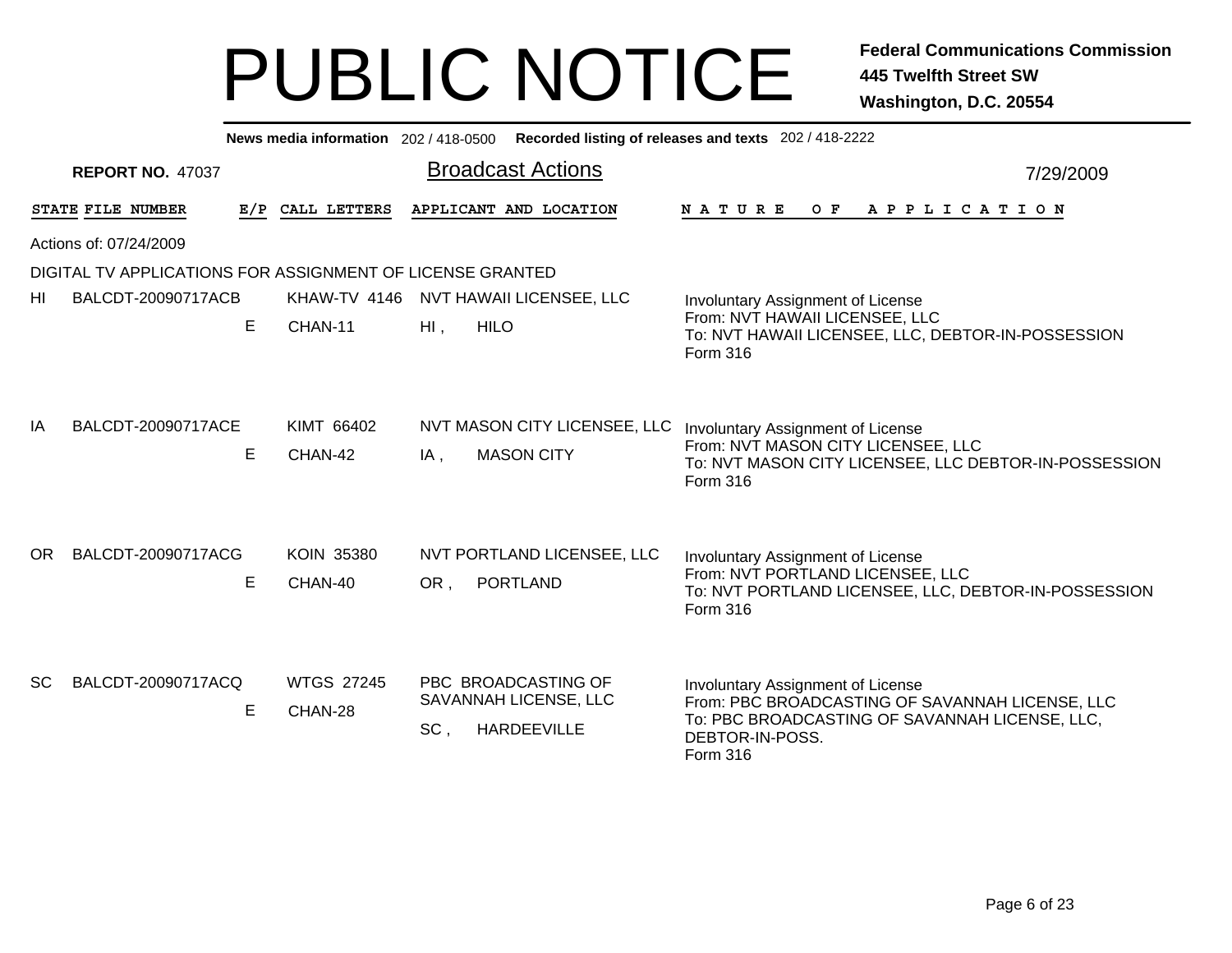# PUBLIC NOTICE

**Federal Communications Commission**
**445 Twelfth Street SW**
**Washington, D.C. 20554**

**News media information** 202 / 418-0500 **Recorded listing of releases and texts** 202 / 418-2222

**REPORT NO.** 47037

## Broadcast Actions

7/29/2009

Actions of: 07/24/2009

DIGITAL TV APPLICATIONS FOR ASSIGNMENT OF LICENSE GRANTED

| STATE | FILE NUMBER | E/P | CALL LETTERS | APPLICANT AND LOCATION | NATURE OF APPLICATION |
|---|---|---|---|---|---|
| HI | BALCDT-20090717ACB | E | KHAW-TV 4146<br>CHAN-11 | NVT HAWAII LICENSEE, LLC<br>HI , HILO | Involuntary Assignment of License<br>From: NVT HAWAII LICENSEE, LLC<br>To: NVT HAWAII LICENSEE, LLC, DEBTOR-IN-POSSESSION<br>Form 316 |
| IA | BALCDT-20090717ACE | E | KIMT 66402<br>CHAN-42 | NVT MASON CITY LICENSEE, LLC<br>IA , MASON CITY | Involuntary Assignment of License<br>From: NVT MASON CITY LICENSEE, LLC<br>To: NVT MASON CITY LICENSEE, LLC DEBTOR-IN-POSSESSION<br>Form 316 |
| OR | BALCDT-20090717ACG | E | KOIN 35380<br>CHAN-40 | NVT PORTLAND LICENSEE, LLC<br>OR , PORTLAND | Involuntary Assignment of License<br>From: NVT PORTLAND LICENSEE, LLC<br>To: NVT PORTLAND LICENSEE, LLC, DEBTOR-IN-POSSESSION<br>Form 316 |
| SC | BALCDT-20090717ACQ | E | WTGS 27245<br>CHAN-28 | PBC BROADCASTING OF SAVANNAH LICENSE, LLC<br>SC , HARDEEVILLE | Involuntary Assignment of License<br>From: PBC BROADCASTING OF SAVANNAH LICENSE, LLC<br>To: PBC BROADCASTING OF SAVANNAH LICENSE, LLC, DEBTOR-IN-POSS.<br>Form 316 |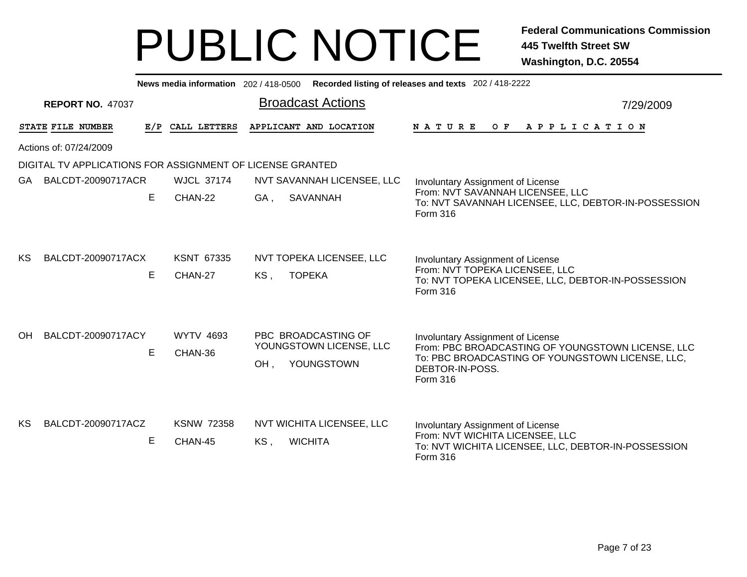# PUBLIC NOTICE

**Federal Communications Commission**
**445 Twelfth Street SW**
**Washington, D.C. 20554**

**News media information** 202 / 418-0500 **Recorded listing of releases and texts** 202 / 418-2222

**REPORT NO.** 47037

## Broadcast Actions

7/29/2009

Actions of: 07/24/2009

DIGITAL TV APPLICATIONS FOR ASSIGNMENT OF LICENSE GRANTED

| STATE | FILE NUMBER | E/P | CALL LETTERS | APPLICANT AND LOCATION | NATURE OF APPLICATION |
|---|---|---|---|---|---|
| GA | BALCDT-20090717ACR | E | WJCL 37174<br>CHAN-22 | NVT SAVANNAH LICENSEE, LLC<br>GA , SAVANNAH | Involuntary Assignment of License<br>From: NVT SAVANNAH LICENSEE, LLC<br>To: NVT SAVANNAH LICENSEE, LLC, DEBTOR-IN-POSSESSION<br>Form 316 |
| KS | BALCDT-20090717ACX | E | KSNT 67335<br>CHAN-27 | NVT TOPEKA LICENSEE, LLC<br>KS , TOPEKA | Involuntary Assignment of License<br>From: NVT TOPEKA LICENSEE, LLC<br>To: NVT TOPEKA LICENSEE, LLC, DEBTOR-IN-POSSESSION<br>Form 316 |
| OH | BALCDT-20090717ACY | E | WYTV 4693<br>CHAN-36 | PBC BROADCASTING OF YOUNGSTOWN LICENSE, LLC<br>OH , YOUNGSTOWN | Involuntary Assignment of License<br>From: PBC BROADCASTING OF YOUNGSTOWN LICENSE, LLC<br>To: PBC BROADCASTING OF YOUNGSTOWN LICENSE, LLC, DEBTOR-IN-POSS.<br>Form 316 |
| KS | BALCDT-20090717ACZ | E | KSNW 72358<br>CHAN-45 | NVT WICHITA LICENSEE, LLC<br>KS , WICHITA | Involuntary Assignment of License<br>From: NVT WICHITA LICENSEE, LLC<br>To: NVT WICHITA LICENSEE, LLC, DEBTOR-IN-POSSESSION<br>Form 316 |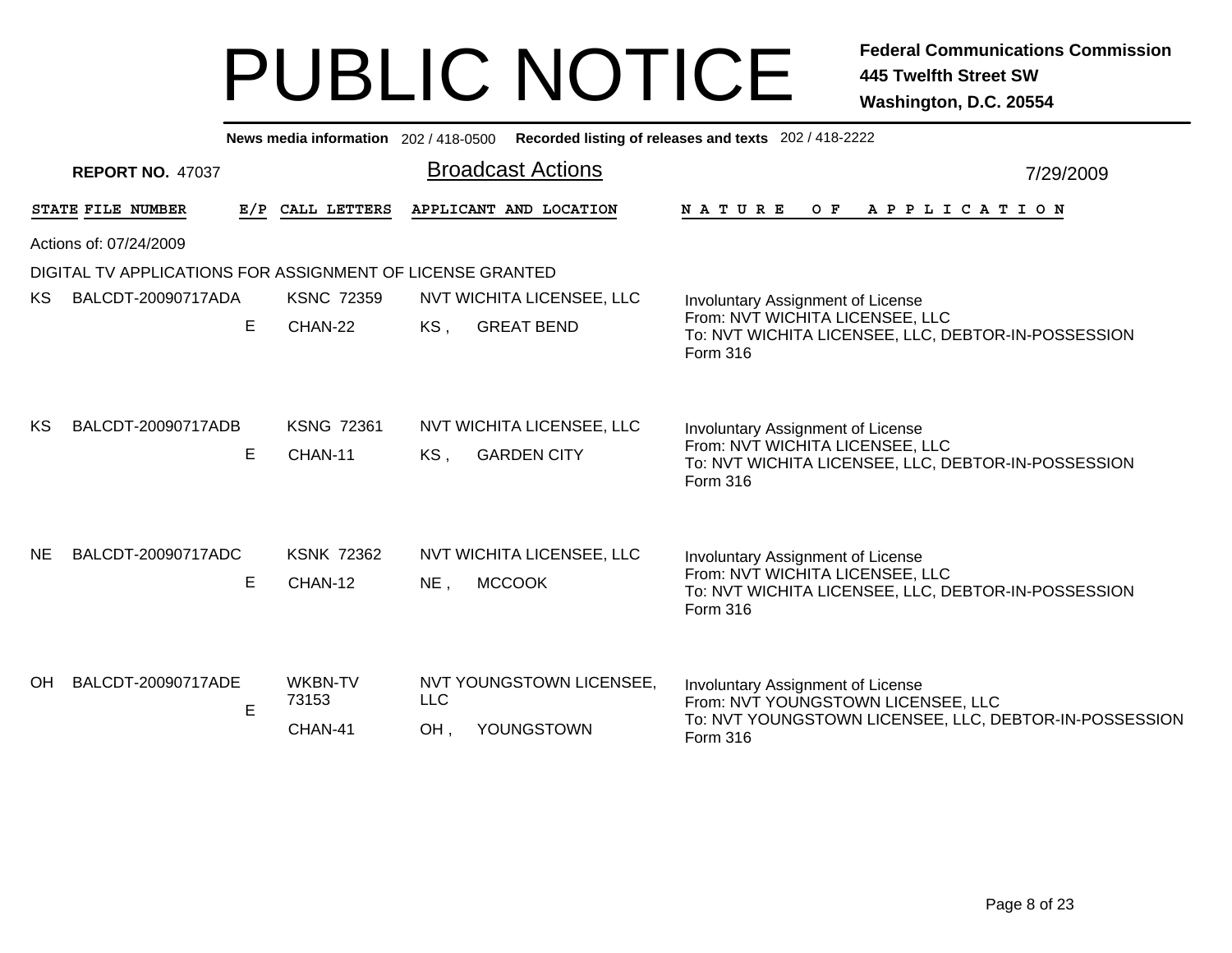# PUBLIC NOTICE

**Federal Communications Commission**
**445 Twelfth Street SW**
**Washington, D.C. 20554**

**News media information** 202 / 418-0500 **Recorded listing of releases and texts** 202 / 418-2222

**REPORT NO.** 47037

## Broadcast Actions

7/29/2009

Actions of: 07/24/2009

DIGITAL TV APPLICATIONS FOR ASSIGNMENT OF LICENSE GRANTED

| STATE | FILE NUMBER | E/P | CALL LETTERS | APPLICANT AND LOCATION | NATURE OF APPLICATION |
|---|---|---|---|---|---|
| KS | BALCDT-20090717ADA | E | KSNC 72359<br>CHAN-22 | NVT WICHITA LICENSEE, LLC<br>KS , GREAT BEND | Involuntary Assignment of License<br>From: NVT WICHITA LICENSEE, LLC<br>To: NVT WICHITA LICENSEE, LLC, DEBTOR-IN-POSSESSION<br>Form 316 |
| KS | BALCDT-20090717ADB | E | KSNG 72361<br>CHAN-11 | NVT WICHITA LICENSEE, LLC<br>KS , GARDEN CITY | Involuntary Assignment of License<br>From: NVT WICHITA LICENSEE, LLC<br>To: NVT WICHITA LICENSEE, LLC, DEBTOR-IN-POSSESSION<br>Form 316 |
| NE | BALCDT-20090717ADC | E | KSNK 72362<br>CHAN-12 | NVT WICHITA LICENSEE, LLC<br>NE , MCCOOK | Involuntary Assignment of License<br>From: NVT WICHITA LICENSEE, LLC<br>To: NVT WICHITA LICENSEE, LLC, DEBTOR-IN-POSSESSION<br>Form 316 |
| OH | BALCDT-20090717ADE | E | WKBN-TV 73153<br>CHAN-41 | NVT YOUNGSTOWN LICENSEE, LLC<br>OH , YOUNGSTOWN | Involuntary Assignment of License<br>From: NVT YOUNGSTOWN LICENSEE, LLC<br>To: NVT YOUNGSTOWN LICENSEE, LLC, DEBTOR-IN-POSSESSION<br>Form 316 |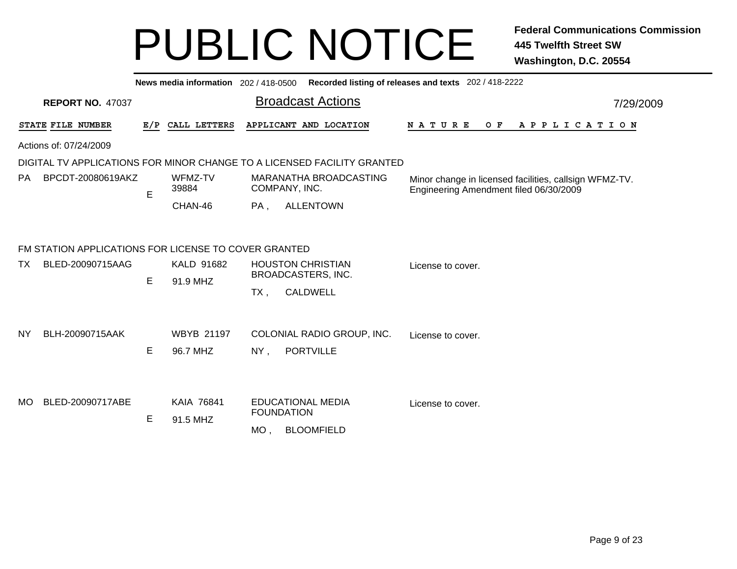# PUBLIC NOTICE

**Federal Communications Commission**
**445 Twelfth Street SW**
**Washington, D.C. 20554**

**News media information** 202 / 418-0500 **Recorded listing of releases and texts** 202 / 418-2222

**REPORT NO.** 47037

## Broadcast Actions

7/29/2009

| STATE | FILE NUMBER | E/P | CALL LETTERS | APPLICANT AND LOCATION | NATURE OF APPLICATION |
|---|---|---|---|---|---|

Actions of: 07/24/2009

### DIGITAL TV APPLICATIONS FOR MINOR CHANGE TO A LICENSED FACILITY GRANTED

| STATE | FILE NUMBER | E/P | CALL LETTERS | APPLICANT AND LOCATION | NATURE OF APPLICATION |
|---|---|---|---|---|---|
| PA | BPCDT-20080619AKZ | E | WFMZ-TV 39884 CHAN-46 | MARANATHA BROADCASTING COMPANY, INC. PA , ALLENTOWN | Minor change in licensed facilities, callsign WFMZ-TV. Engineering Amendment filed 06/30/2009 |

### FM STATION APPLICATIONS FOR LICENSE TO COVER GRANTED

| STATE | FILE NUMBER | E/P | CALL LETTERS | APPLICANT AND LOCATION | NATURE OF APPLICATION |
|---|---|---|---|---|---|
| TX | BLED-20090715AAG | E | KALD 91682 91.9 MHZ | HOUSTON CHRISTIAN BROADCASTERS, INC. TX , CALDWELL | License to cover. |
| NY | BLH-20090715AAK | E | WBYB 21197 96.7 MHZ | COLONIAL RADIO GROUP, INC. NY , PORTVILLE | License to cover. |
| MO | BLED-20090717ABE | E | KAIA 76841 91.5 MHZ | EDUCATIONAL MEDIA FOUNDATION MO , BLOOMFIELD | License to cover. |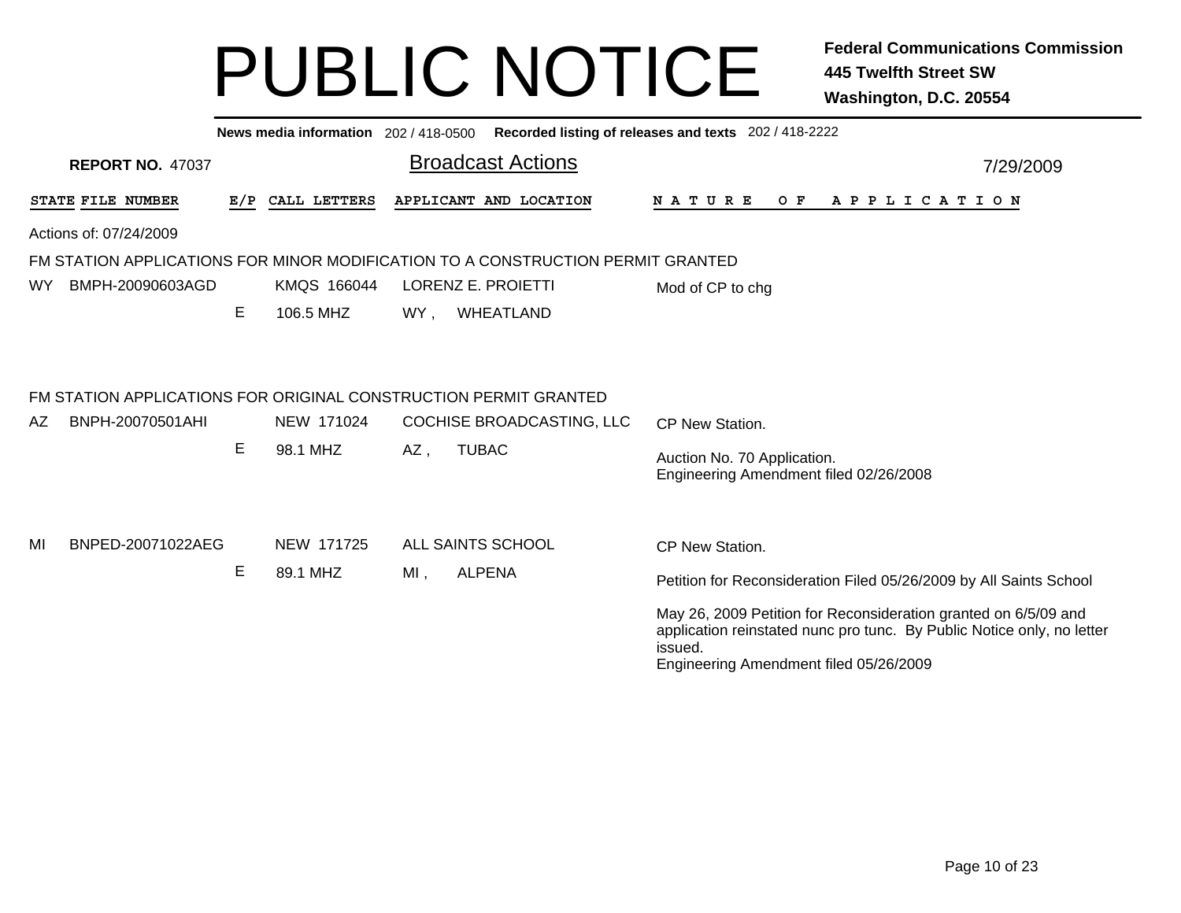# PUBLIC NOTICE

**Federal Communications Commission**
**445 Twelfth Street SW**
**Washington, D.C. 20554**

**News media information** 202 / 418-0500 **Recorded listing of releases and texts** 202 / 418-2222

**REPORT NO.** 47037

## Broadcast Actions

7/29/2009

| STATE | FILE NUMBER | E/P | CALL LETTERS | APPLICANT AND LOCATION | | NATURE OF APPLICATION |
|---|---|---|---|---|---|---|

Actions of: 07/24/2009

### FM STATION APPLICATIONS FOR MINOR MODIFICATION TO A CONSTRUCTION PERMIT GRANTED

| STATE | FILE NUMBER | E/P | CALL LETTERS | APPLICANT AND LOCATION | | NATURE OF APPLICATION |
|---|---|---|---|---|---|---|
| WY | BMPH-20090603AGD | | KMQS 166044 | LORENZ E. PROIETTI | | Mod of CP to chg |
| | | E | 106.5 MHZ | WY , | WHEATLAND | |

### FM STATION APPLICATIONS FOR ORIGINAL CONSTRUCTION PERMIT GRANTED

| STATE | FILE NUMBER | E/P | CALL LETTERS | APPLICANT AND LOCATION | | NATURE OF APPLICATION |
|---|---|---|---|---|---|---|
| AZ | BNPH-20070501AHI | | NEW 171024 | COCHISE BROADCASTING, LLC | | CP New Station. |
| | | E | 98.1 MHZ | AZ , | TUBAC | Auction No. 70 Application.<br>Engineering Amendment filed 02/26/2008 |
| MI | BNPED-20071022AEG | | NEW 171725 | ALL SAINTS SCHOOL | | CP New Station. |
| | | E | 89.1 MHZ | MI , | ALPENA | Petition for Reconsideration Filed 05/26/2009 by All Saints School<br><br>May 26, 2009 Petition for Reconsideration granted on 6/5/09 and application reinstated nunc pro tunc. By Public Notice only, no letter issued.<br>Engineering Amendment filed 05/26/2009 |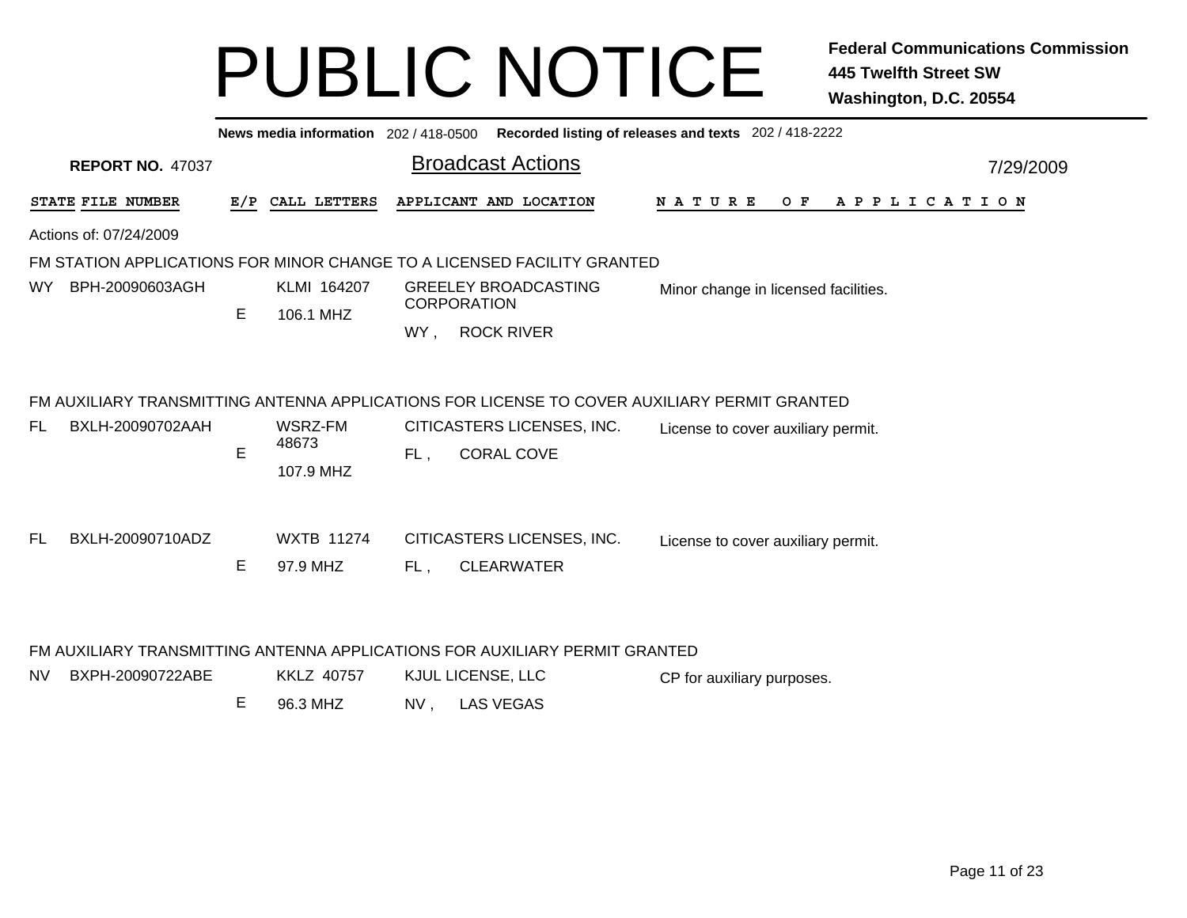# PUBLIC NOTICE

**Federal Communications Commission**
**445 Twelfth Street SW**
**Washington, D.C. 20554**

**News media information** 202 / 418-0500 **Recorded listing of releases and texts** 202 / 418-2222

**REPORT NO.** 47037

## Broadcast Actions

7/29/2009

| STATE | FILE NUMBER | E/P | CALL LETTERS | APPLICANT AND LOCATION | NATURE OF APPLICATION |
|---|---|---|---|---|---|

Actions of: 07/24/2009

### FM STATION APPLICATIONS FOR MINOR CHANGE TO A LICENSED FACILITY GRANTED

| STATE | FILE NUMBER | E/P | CALL LETTERS | APPLICANT AND LOCATION | NATURE OF APPLICATION |
|---|---|---|---|---|---|
| WY | BPH-20090603AGH | E | KLMI 164207<br>106.1 MHZ | GREELEY BROADCASTING CORPORATION<br>WY , ROCK RIVER | Minor change in licensed facilities. |

### FM AUXILIARY TRANSMITTING ANTENNA APPLICATIONS FOR LICENSE TO COVER AUXILIARY PERMIT GRANTED

| STATE | FILE NUMBER | E/P | CALL LETTERS | APPLICANT AND LOCATION | NATURE OF APPLICATION |
|---|---|---|---|---|---|
| FL | BXLH-20090702AAH | E | WSRZ-FM 48673<br>107.9 MHZ | CITICASTERS LICENSES, INC.<br>FL , CORAL COVE | License to cover auxiliary permit. |
| FL | BXLH-20090710ADZ | E | WXTB 11274<br>97.9 MHZ | CITICASTERS LICENSES, INC.<br>FL , CLEARWATER | License to cover auxiliary permit. |

### FM AUXILIARY TRANSMITTING ANTENNA APPLICATIONS FOR AUXILIARY PERMIT GRANTED

| STATE | FILE NUMBER | E/P | CALL LETTERS | APPLICANT AND LOCATION | NATURE OF APPLICATION |
|---|---|---|---|---|---|
| NV | BXPH-20090722ABE | E | KKLZ 40757<br>96.3 MHZ | KJUL LICENSE, LLC<br>NV , LAS VEGAS | CP for auxiliary purposes. |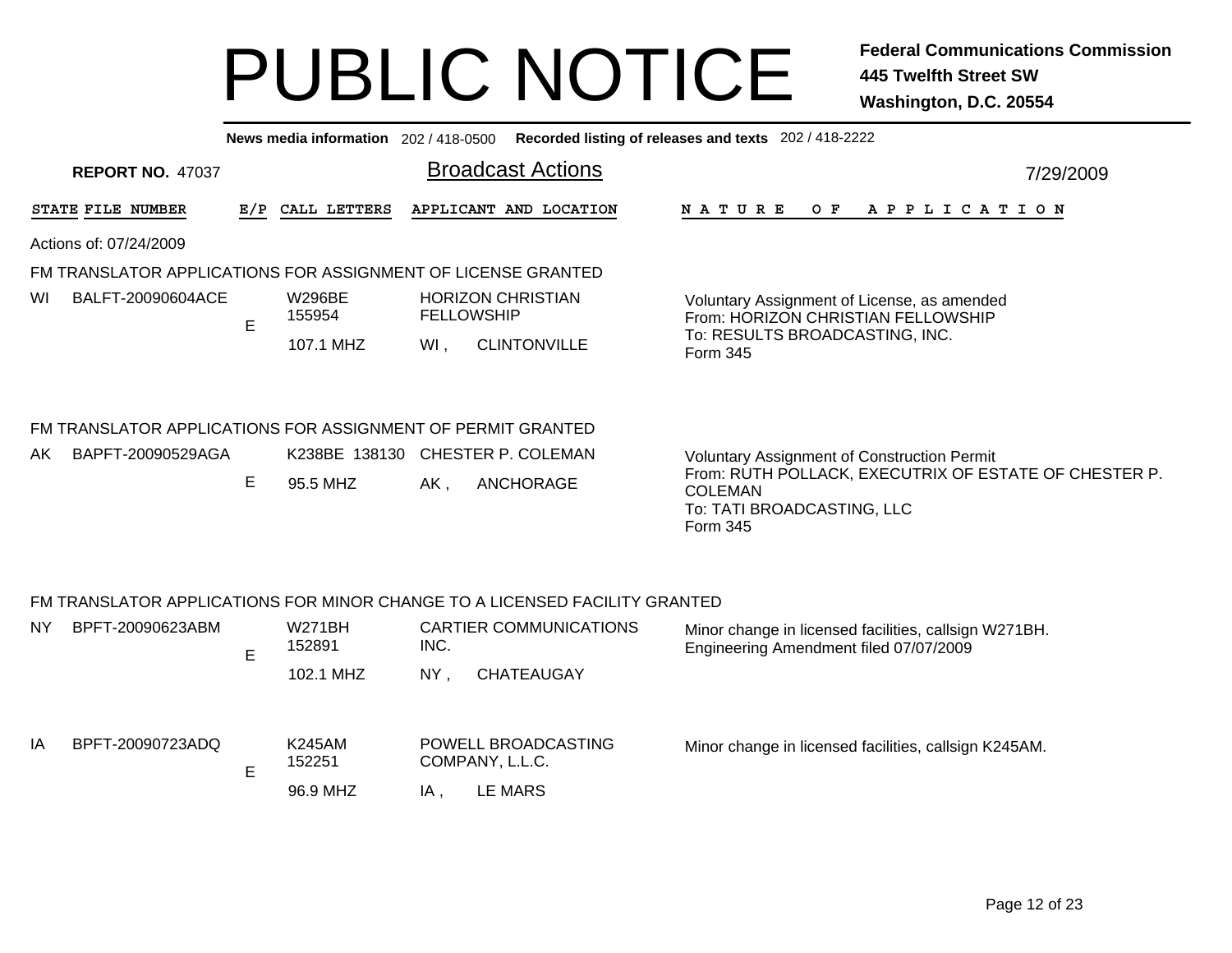# PUBLIC NOTICE

**Federal Communications Commission**
**445 Twelfth Street SW**
**Washington, D.C. 20554**

**News media information** 202 / 418-0500 **Recorded listing of releases and texts** 202 / 418-2222

**REPORT NO.** 47037

## Broadcast Actions

7/29/2009

Actions of: 07/24/2009

### FM TRANSLATOR APPLICATIONS FOR ASSIGNMENT OF LICENSE GRANTED

| STATE | FILE NUMBER | E/P | CALL LETTERS | APPLICANT AND LOCATION | NATURE OF APPLICATION |
|---|---|---|---|---|---|
| WI | BALFT-20090604ACE | E | W296BE 155954 107.1 MHZ | HORIZON CHRISTIAN FELLOWSHIP WI , CLINTONVILLE | Voluntary Assignment of License, as amended From: HORIZON CHRISTIAN FELLOWSHIP To: RESULTS BROADCASTING, INC. Form 345 |

### FM TRANSLATOR APPLICATIONS FOR ASSIGNMENT OF PERMIT GRANTED

| STATE | FILE NUMBER | E/P | CALL LETTERS | APPLICANT AND LOCATION | NATURE OF APPLICATION |
|---|---|---|---|---|---|
| AK | BAPFT-20090529AGA | E | K238BE 138130 95.5 MHZ | CHESTER P. COLEMAN AK , ANCHORAGE | Voluntary Assignment of Construction Permit From: RUTH POLLACK, EXECUTRIX OF ESTATE OF CHESTER P. COLEMAN To: TATI BROADCASTING, LLC Form 345 |

### FM TRANSLATOR APPLICATIONS FOR MINOR CHANGE TO A LICENSED FACILITY GRANTED

| STATE | FILE NUMBER | E/P | CALL LETTERS | APPLICANT AND LOCATION | NATURE OF APPLICATION |
|---|---|---|---|---|---|
| NY | BPFT-20090623ABM | E | W271BH 152891 102.1 MHZ | CARTIER COMMUNICATIONS INC. NY , CHATEAUGAY | Minor change in licensed facilities, callsign W271BH. Engineering Amendment filed 07/07/2009 |
| IA | BPFT-20090723ADQ | E | K245AM 152251 96.9 MHZ | POWELL BROADCASTING COMPANY, L.L.C. IA , LE MARS | Minor change in licensed facilities, callsign K245AM. |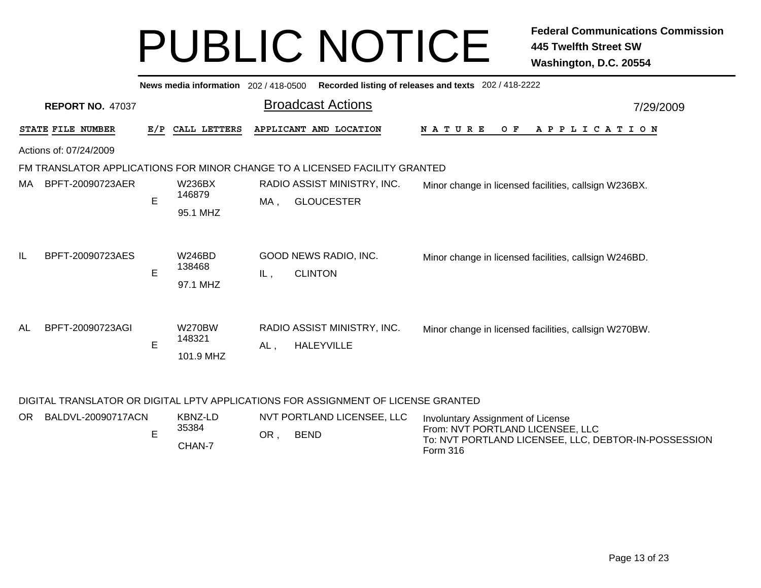# PUBLIC NOTICE

**Federal Communications Commission**
**445 Twelfth Street SW**
**Washington, D.C. 20554**

**News media information** 202 / 418-0500 **Recorded listing of releases and texts** 202 / 418-2222

**REPORT NO.** 47037

## Broadcast Actions

7/29/2009

Actions of: 07/24/2009

### FM TRANSLATOR APPLICATIONS FOR MINOR CHANGE TO A LICENSED FACILITY GRANTED

| STATE | FILE NUMBER | E/P | CALL LETTERS | APPLICANT AND LOCATION | NATURE OF APPLICATION |
|---|---|---|---|---|---|
| MA | BPFT-20090723AER | E | W236BX 146879 95.1 MHZ | RADIO ASSIST MINISTRY, INC. MA , GLOUCESTER | Minor change in licensed facilities, callsign W236BX. |
| IL | BPFT-20090723AES | E | W246BD 138468 97.1 MHZ | GOOD NEWS RADIO, INC. IL , CLINTON | Minor change in licensed facilities, callsign W246BD. |
| AL | BPFT-20090723AGI | E | W270BW 148321 101.9 MHZ | RADIO ASSIST MINISTRY, INC. AL , HALEYVILLE | Minor change in licensed facilities, callsign W270BW. |

### DIGITAL TRANSLATOR OR DIGITAL LPTV APPLICATIONS FOR ASSIGNMENT OF LICENSE GRANTED

| STATE | FILE NUMBER | E/P | CALL LETTERS | APPLICANT AND LOCATION | NATURE OF APPLICATION |
|---|---|---|---|---|---|
| OR | BALDVL-20090717ACN | E | KBNZ-LD 35384 CHAN-7 | NVT PORTLAND LICENSEE, LLC OR , BEND | Involuntary Assignment of License From: NVT PORTLAND LICENSEE, LLC To: NVT PORTLAND LICENSEE, LLC, DEBTOR-IN-POSSESSION Form 316 |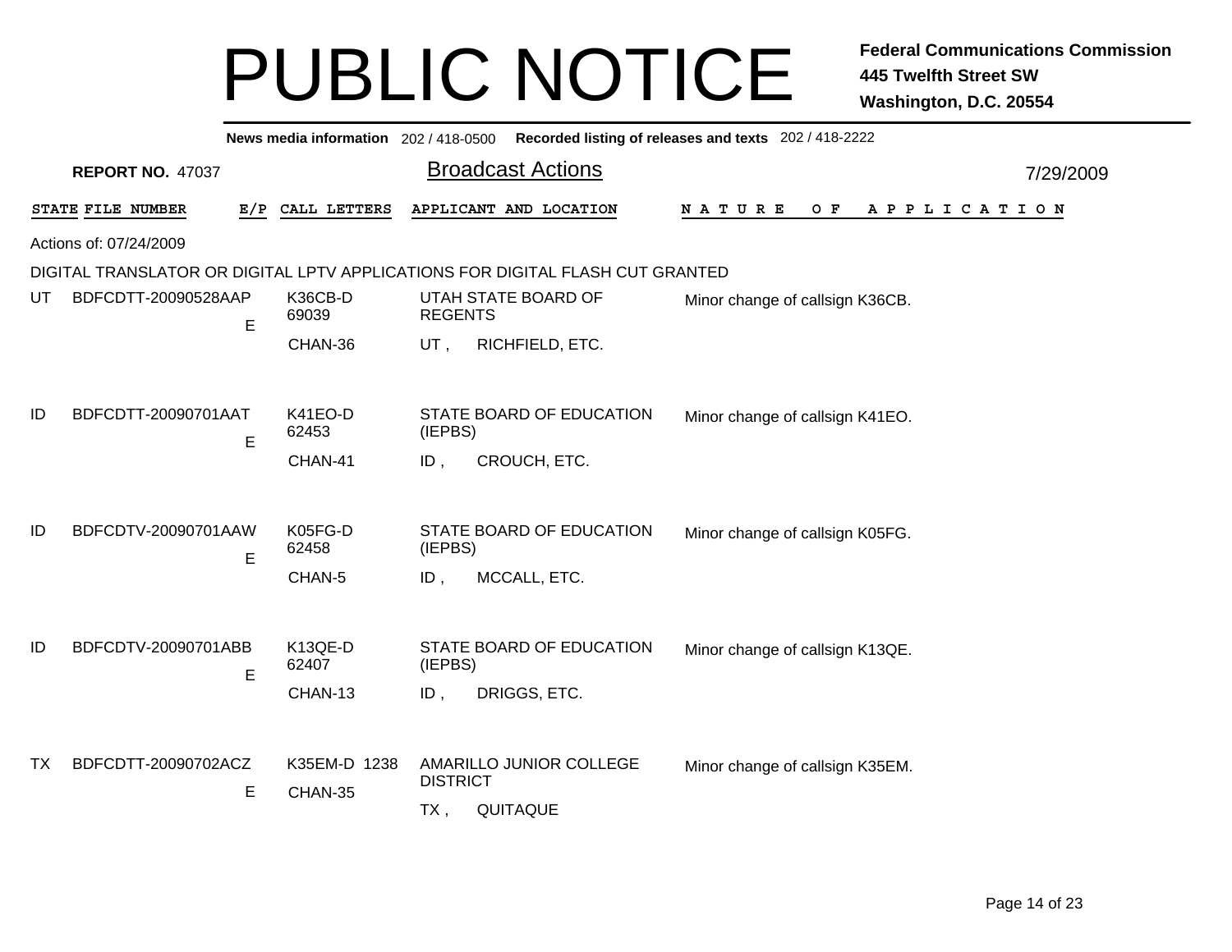# PUBLIC NOTICE

**Federal Communications Commission**
**445 Twelfth Street SW**
**Washington, D.C. 20554**

**News media information** 202 / 418-0500 **Recorded listing of releases and texts** 202 / 418-2222

**REPORT NO.** 47037

## Broadcast Actions

7/29/2009

Actions of: 07/24/2009

DIGITAL TRANSLATOR OR DIGITAL LPTV APPLICATIONS FOR DIGITAL FLASH CUT GRANTED

| STATE | FILE NUMBER | E/P | CALL LETTERS | APPLICANT AND LOCATION | NATURE OF APPLICATION |
|---|---|---|---|---|---|
| UT | BDFCDTT-20090528AAP | E | K36CB-D 69039 CHAN-36 | UTAH STATE BOARD OF REGENTS UT , RICHFIELD, ETC. | Minor change of callsign K36CB. |
| ID | BDFCDTT-20090701AAT | E | K41EO-D 62453 CHAN-41 | STATE BOARD OF EDUCATION (IEPBS) ID , CROUCH, ETC. | Minor change of callsign K41EO. |
| ID | BDFCDTV-20090701AAW | E | K05FG-D 62458 CHAN-5 | STATE BOARD OF EDUCATION (IEPBS) ID , MCCALL, ETC. | Minor change of callsign K05FG. |
| ID | BDFCDTV-20090701ABB | E | K13QE-D 62407 CHAN-13 | STATE BOARD OF EDUCATION (IEPBS) ID , DRIGGS, ETC. | Minor change of callsign K13QE. |
| TX | BDFCDTT-20090702ACZ | E | K35EM-D 1238 CHAN-35 | AMARILLO JUNIOR COLLEGE DISTRICT TX , QUITAQUE | Minor change of callsign K35EM. |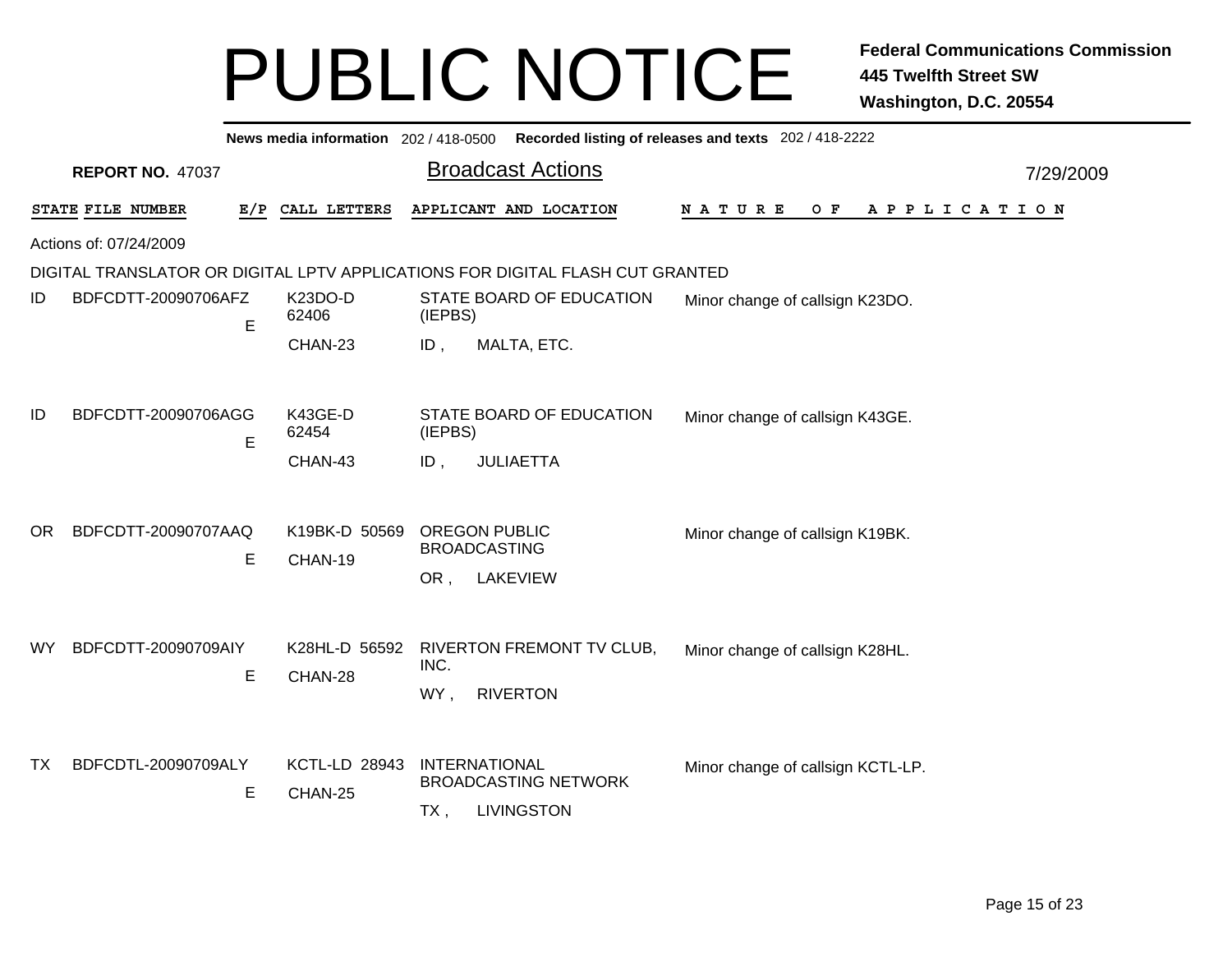# PUBLIC NOTICE

**Federal Communications Commission**
**445 Twelfth Street SW**
**Washington, D.C. 20554**

**News media information** 202 / 418-0500 **Recorded listing of releases and texts** 202 / 418-2222

**REPORT NO.** 47037

## Broadcast Actions

7/29/2009

Actions of: 07/24/2009

DIGITAL TRANSLATOR OR DIGITAL LPTV APPLICATIONS FOR DIGITAL FLASH CUT GRANTED

| STATE | FILE NUMBER | E/P | CALL LETTERS | APPLICANT AND LOCATION | NATURE OF APPLICATION |
|---|---|---|---|---|---|
| ID | BDFCDTT-20090706AFZ | E | K23DO-D 62406 CHAN-23 | STATE BOARD OF EDUCATION (IEPBS) ID , MALTA, ETC. | Minor change of callsign K23DO. |
| ID | BDFCDTT-20090706AGG | E | K43GE-D 62454 CHAN-43 | STATE BOARD OF EDUCATION (IEPBS) ID , JULIAETTA | Minor change of callsign K43GE. |
| OR | BDFCDTT-20090707AAQ | E | K19BK-D 50569 CHAN-19 | OREGON PUBLIC BROADCASTING OR , LAKEVIEW | Minor change of callsign K19BK. |
| WY | BDFCDTT-20090709AIY | E | K28HL-D 56592 CHAN-28 | RIVERTON FREMONT TV CLUB, INC. WY , RIVERTON | Minor change of callsign K28HL. |
| TX | BDFCDTL-20090709ALY | E | KCTL-LD 28943 CHAN-25 | INTERNATIONAL BROADCASTING NETWORK TX , LIVINGSTON | Minor change of callsign KCTL-LP. |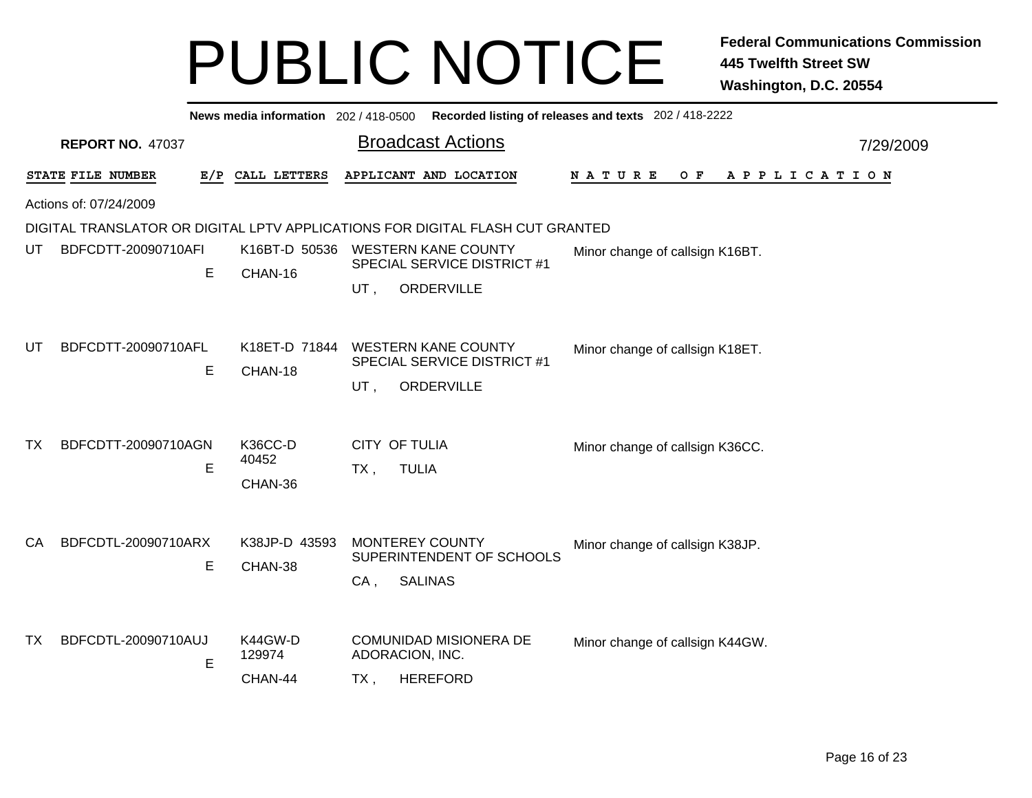# PUBLIC NOTICE

**Federal Communications Commission**
**445 Twelfth Street SW**
**Washington, D.C. 20554**

**News media information** 202 / 418-0500 **Recorded listing of releases and texts** 202 / 418-2222

**REPORT NO.** 47037

## Broadcast Actions

7/29/2009

Actions of: 07/24/2009

DIGITAL TRANSLATOR OR DIGITAL LPTV APPLICATIONS FOR DIGITAL FLASH CUT GRANTED

| STATE | FILE NUMBER | E/P | CALL LETTERS | APPLICANT AND LOCATION | NATURE OF APPLICATION |
|---|---|---|---|---|---|
| UT | BDFCDTT-20090710AFI | E | K16BT-D 50536 CHAN-16 | WESTERN KANE COUNTY SPECIAL SERVICE DISTRICT #1 UT , ORDERVILLE | Minor change of callsign K16BT. |
| UT | BDFCDTT-20090710AFL | E | K18ET-D 71844 CHAN-18 | WESTERN KANE COUNTY SPECIAL SERVICE DISTRICT #1 UT , ORDERVILLE | Minor change of callsign K18ET. |
| TX | BDFCDTT-20090710AGN | E | K36CC-D 40452 CHAN-36 | CITY OF TULIA TX , TULIA | Minor change of callsign K36CC. |
| CA | BDFCDTL-20090710ARX | E | K38JP-D 43593 CHAN-38 | MONTEREY COUNTY SUPERINTENDENT OF SCHOOLS CA , SALINAS | Minor change of callsign K38JP. |
| TX | BDFCDTL-20090710AUJ | E | K44GW-D 129974 CHAN-44 | COMUNIDAD MISIONERA DE ADORACION, INC. TX , HEREFORD | Minor change of callsign K44GW. |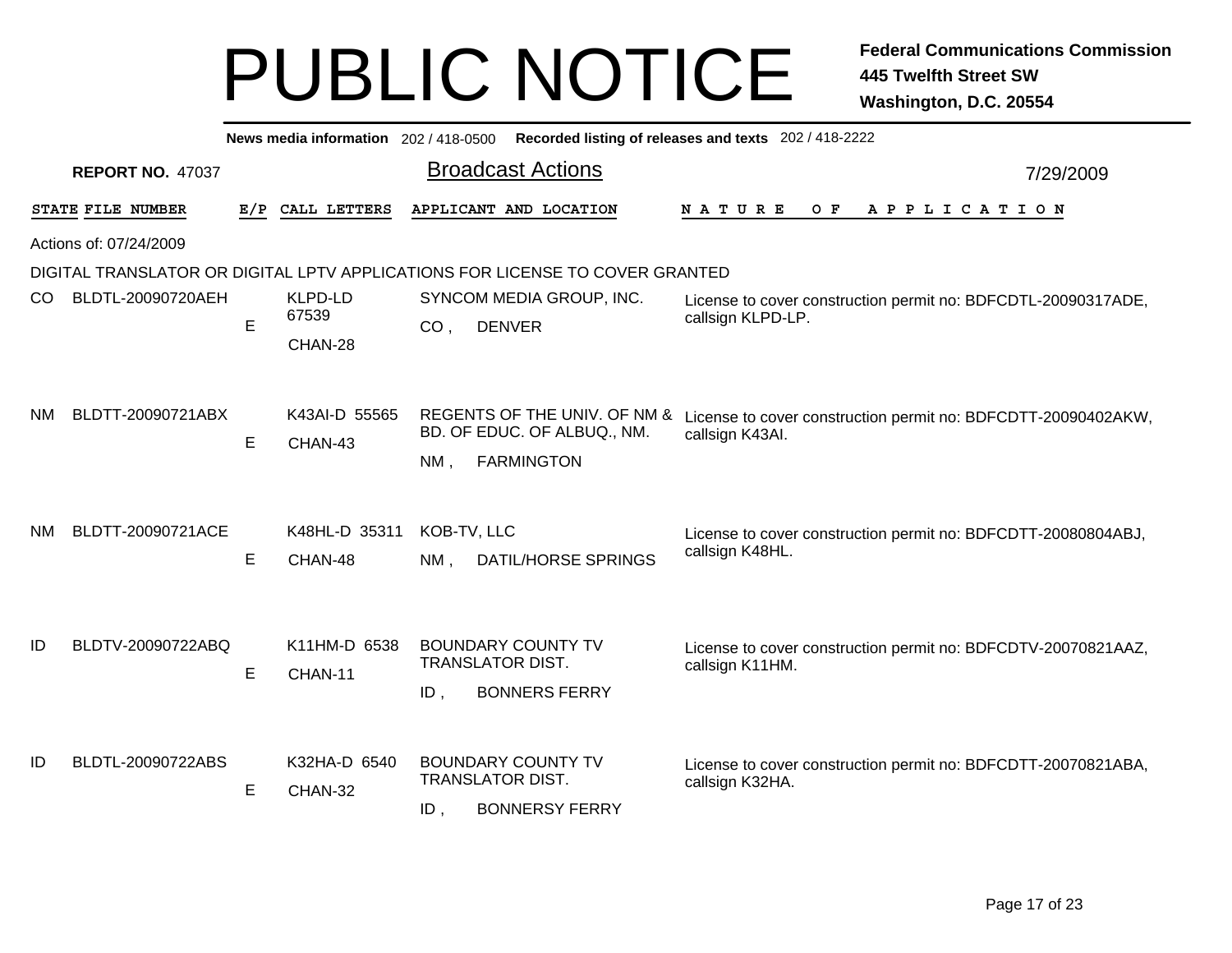# PUBLIC NOTICE

**Federal Communications Commission**
**445 Twelfth Street SW**
**Washington, D.C. 20554**

**News media information** 202 / 418-0500 **Recorded listing of releases and texts** 202 / 418-2222

**REPORT NO.** 47037

## Broadcast Actions

7/29/2009

Actions of: 07/24/2009

DIGITAL TRANSLATOR OR DIGITAL LPTV APPLICATIONS FOR LICENSE TO COVER GRANTED

| STATE | FILE NUMBER | E/P | CALL LETTERS | APPLICANT AND LOCATION | NATURE OF APPLICATION |
|---|---|---|---|---|---|
| CO | BLDTL-20090720AEH | E | KLPD-LD 67539 CHAN-28 | SYNCOM MEDIA GROUP, INC. CO , DENVER | License to cover construction permit no: BDFCDTL-20090317ADE, callsign KLPD-LP. |
| NM | BLDTT-20090721ABX | E | K43AI-D 55565 CHAN-43 | REGENTS OF THE UNIV. OF NM & BD. OF EDUC. OF ALBUQ., NM. NM , FARMINGTON | License to cover construction permit no: BDFCDTT-20090402AKW, callsign K43AI. |
| NM | BLDTT-20090721ACE | E | K48HL-D 35311 CHAN-48 | KOB-TV, LLC NM , DATIL/HORSE SPRINGS | License to cover construction permit no: BDFCDTT-20080804ABJ, callsign K48HL. |
| ID | BLDTV-20090722ABQ | E | K11HM-D 6538 CHAN-11 | BOUNDARY COUNTY TV TRANSLATOR DIST. ID , BONNERS FERRY | License to cover construction permit no: BDFCDTV-20070821AAZ, callsign K11HM. |
| ID | BLDTL-20090722ABS | E | K32HA-D 6540 CHAN-32 | BOUNDARY COUNTY TV TRANSLATOR DIST. ID , BONNERSY FERRY | License to cover construction permit no: BDFCDTT-20070821ABA, callsign K32HA. |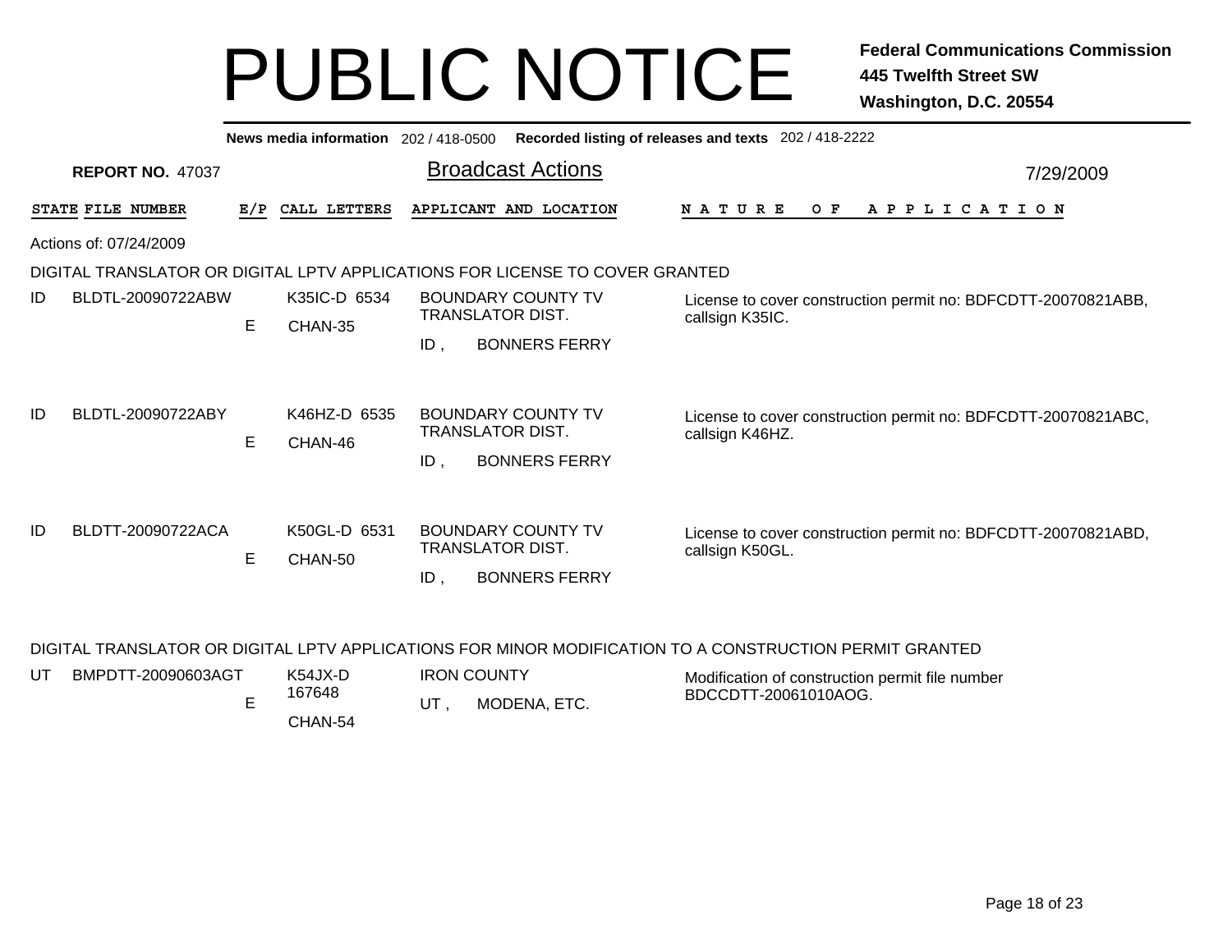# PUBLIC NOTICE

**Federal Communications Commission**
**445 Twelfth Street SW**
**Washington, D.C. 20554**

**News media information** 202 / 418-0500 **Recorded listing of releases and texts** 202 / 418-2222

**REPORT NO.** 47037

## Broadcast Actions

7/29/2009

Actions of: 07/24/2009

DIGITAL TRANSLATOR OR DIGITAL LPTV APPLICATIONS FOR LICENSE TO COVER GRANTED

| STATE | FILE NUMBER | E/P | CALL LETTERS | APPLICANT AND LOCATION | NATURE OF APPLICATION |
|---|---|---|---|---|---|
| ID | BLDTL-20090722ABW | E | K35IC-D 6534 CHAN-35 | BOUNDARY COUNTY TV TRANSLATOR DIST. ID , BONNERS FERRY | License to cover construction permit no: BDFCDTT-20070821ABB, callsign K35IC. |
| ID | BLDTL-20090722ABY | E | K46HZ-D 6535 CHAN-46 | BOUNDARY COUNTY TV TRANSLATOR DIST. ID , BONNERS FERRY | License to cover construction permit no: BDFCDTT-20070821ABC, callsign K46HZ. |
| ID | BLDTT-20090722ACA | E | K50GL-D 6531 CHAN-50 | BOUNDARY COUNTY TV TRANSLATOR DIST. ID , BONNERS FERRY | License to cover construction permit no: BDFCDTT-20070821ABD, callsign K50GL. |

DIGITAL TRANSLATOR OR DIGITAL LPTV APPLICATIONS FOR MINOR MODIFICATION TO A CONSTRUCTION PERMIT GRANTED

| STATE | FILE NUMBER | E/P | CALL LETTERS | APPLICANT AND LOCATION | NATURE OF APPLICATION |
|---|---|---|---|---|---|
| UT | BMPDTT-20090603AGT | E | K54JX-D 167648 CHAN-54 | IRON COUNTY UT , MODENA, ETC. | Modification of construction permit file number BDCCDTT-20061010AOG. |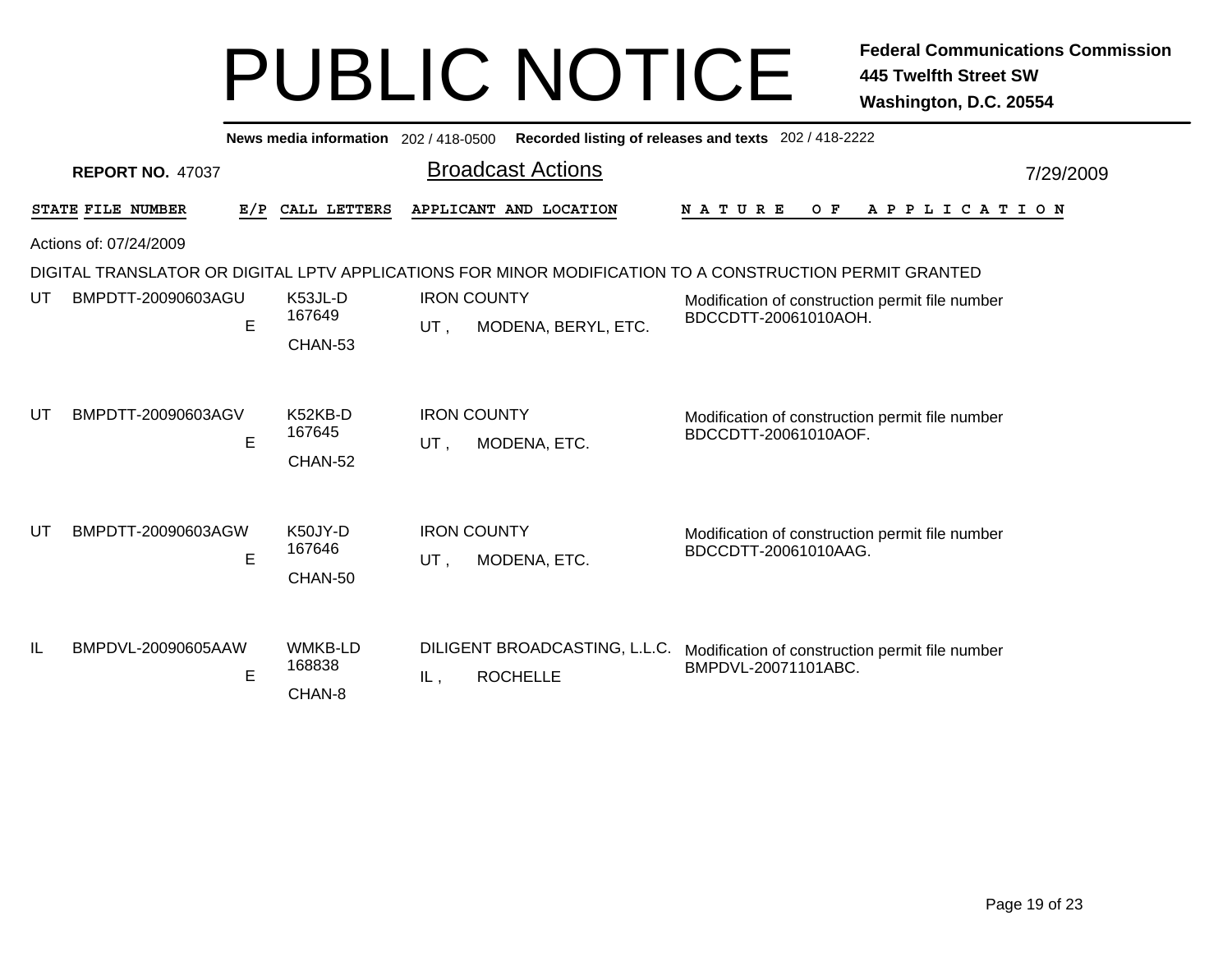# PUBLIC NOTICE

**Federal Communications Commission**
**445 Twelfth Street SW**
**Washington, D.C. 20554**

**News media information** 202 / 418-0500 **Recorded listing of releases and texts** 202 / 418-2222

**REPORT NO.** 47037

## Broadcast Actions

7/29/2009

| STATE | FILE NUMBER | E/P | CALL LETTERS | APPLICANT AND LOCATION | NATURE OF APPLICATION |
|---|---|---|---|---|---|

Actions of: 07/24/2009

DIGITAL TRANSLATOR OR DIGITAL LPTV APPLICATIONS FOR MINOR MODIFICATION TO A CONSTRUCTION PERMIT GRANTED

| STATE | FILE NUMBER | E/P | CALL LETTERS | APPLICANT AND LOCATION | NATURE OF APPLICATION |
|---|---|---|---|---|---|
| UT | BMPDTT-20090603AGU | E | K53JL-D 167649 CHAN-53 | IRON COUNTY UT , MODENA, BERYL, ETC. | Modification of construction permit file number BDCCDTT-20061010AOH. |
| UT | BMPDTT-20090603AGV | E | K52KB-D 167645 CHAN-52 | IRON COUNTY UT , MODENA, ETC. | Modification of construction permit file number BDCCDTT-20061010AOF. |
| UT | BMPDTT-20090603AGW | E | K50JY-D 167646 CHAN-50 | IRON COUNTY UT , MODENA, ETC. | Modification of construction permit file number BDCCDTT-20061010AAG. |
| IL | BMPDVL-20090605AAW | E | WMKB-LD 168838 CHAN-8 | DILIGENT BROADCASTING, L.L.C. IL , ROCHELLE | Modification of construction permit file number BMPDVL-20071101ABC. |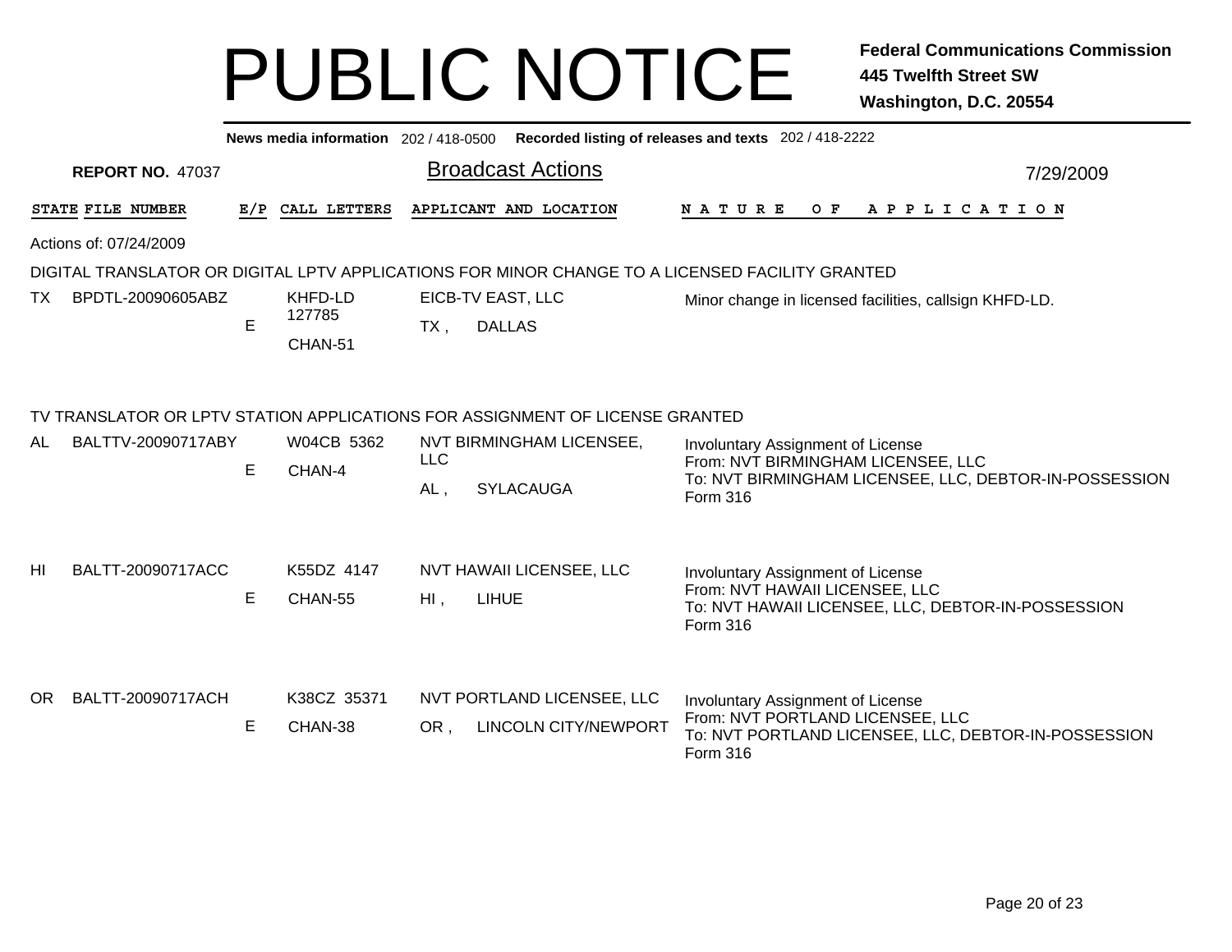# PUBLIC NOTICE

**Federal Communications Commission**
**445 Twelfth Street SW**
**Washington, D.C. 20554**

**News media information** 202 / 418-0500 **Recorded listing of releases and texts** 202 / 418-2222

**REPORT NO.** 47037

## Broadcast Actions

7/29/2009

Actions of: 07/24/2009

### DIGITAL TRANSLATOR OR DIGITAL LPTV APPLICATIONS FOR MINOR CHANGE TO A LICENSED FACILITY GRANTED

| STATE | FILE NUMBER | E/P | CALL LETTERS | APPLICANT AND LOCATION | NATURE OF APPLICATION |
|---|---|---|---|---|---|
| TX | BPDTL-20090605ABZ | E | KHFD-LD 127785 CHAN-51 | EICB-TV EAST, LLC TX , DALLAS | Minor change in licensed facilities, callsign KHFD-LD. |

### TV TRANSLATOR OR LPTV STATION APPLICATIONS FOR ASSIGNMENT OF LICENSE GRANTED

| STATE | FILE NUMBER | E/P | CALL LETTERS | APPLICANT AND LOCATION | NATURE OF APPLICATION |
|---|---|---|---|---|---|
| AL | BALTTV-20090717ABY | E | W04CB 5362 CHAN-4 | NVT BIRMINGHAM LICENSEE, LLC AL , SYLACAUGA | Involuntary Assignment of License From: NVT BIRMINGHAM LICENSEE, LLC To: NVT BIRMINGHAM LICENSEE, LLC, DEBTOR-IN-POSSESSION Form 316 |
| HI | BALTT-20090717ACC | E | K55DZ 4147 CHAN-55 | NVT HAWAII LICENSEE, LLC HI , LIHUE | Involuntary Assignment of License From: NVT HAWAII LICENSEE, LLC To: NVT HAWAII LICENSEE, LLC, DEBTOR-IN-POSSESSION Form 316 |
| OR | BALTT-20090717ACH | E | K38CZ 35371 CHAN-38 | NVT PORTLAND LICENSEE, LLC OR , LINCOLN CITY/NEWPORT | Involuntary Assignment of License From: NVT PORTLAND LICENSEE, LLC To: NVT PORTLAND LICENSEE, LLC, DEBTOR-IN-POSSESSION Form 316 |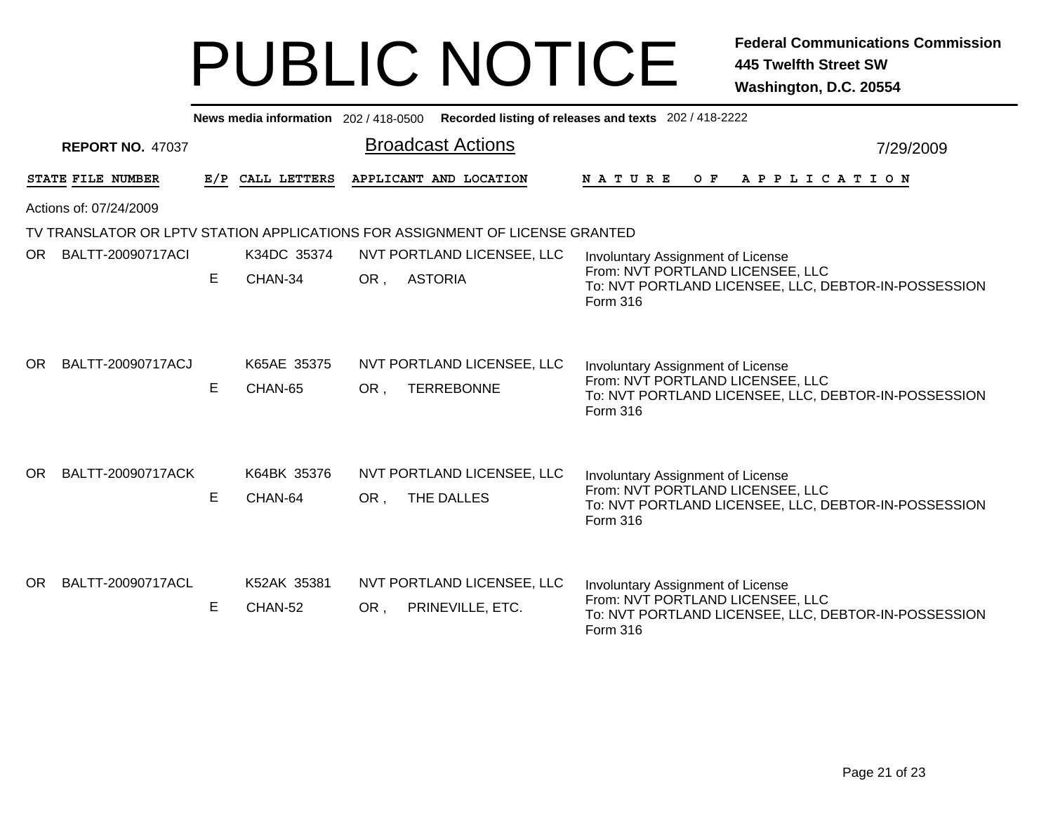# PUBLIC NOTICE

**Federal Communications Commission**
**445 Twelfth Street SW**
**Washington, D.C. 20554**

**News media information** 202 / 418-0500 **Recorded listing of releases and texts** 202 / 418-2222

**REPORT NO.** 47037

## Broadcast Actions

7/29/2009

Actions of: 07/24/2009

TV TRANSLATOR OR LPTV STATION APPLICATIONS FOR ASSIGNMENT OF LICENSE GRANTED

| STATE | FILE NUMBER | E/P | CALL LETTERS | APPLICANT AND LOCATION | NATURE OF APPLICATION |
|---|---|---|---|---|---|
| OR | BALTT-20090717ACI | E | K34DC 35374<br>CHAN-34 | NVT PORTLAND LICENSEE, LLC<br>OR , ASTORIA | Involuntary Assignment of License<br>From: NVT PORTLAND LICENSEE, LLC<br>To: NVT PORTLAND LICENSEE, LLC, DEBTOR-IN-POSSESSION<br>Form 316 |
| OR | BALTT-20090717ACJ | E | K65AE 35375<br>CHAN-65 | NVT PORTLAND LICENSEE, LLC<br>OR , TERREBONNE | Involuntary Assignment of License<br>From: NVT PORTLAND LICENSEE, LLC<br>To: NVT PORTLAND LICENSEE, LLC, DEBTOR-IN-POSSESSION<br>Form 316 |
| OR | BALTT-20090717ACK | E | K64BK 35376<br>CHAN-64 | NVT PORTLAND LICENSEE, LLC<br>OR , THE DALLES | Involuntary Assignment of License<br>From: NVT PORTLAND LICENSEE, LLC<br>To: NVT PORTLAND LICENSEE, LLC, DEBTOR-IN-POSSESSION<br>Form 316 |
| OR | BALTT-20090717ACL | E | K52AK 35381<br>CHAN-52 | NVT PORTLAND LICENSEE, LLC<br>OR , PRINEVILLE, ETC. | Involuntary Assignment of License<br>From: NVT PORTLAND LICENSEE, LLC<br>To: NVT PORTLAND LICENSEE, LLC, DEBTOR-IN-POSSESSION<br>Form 316 |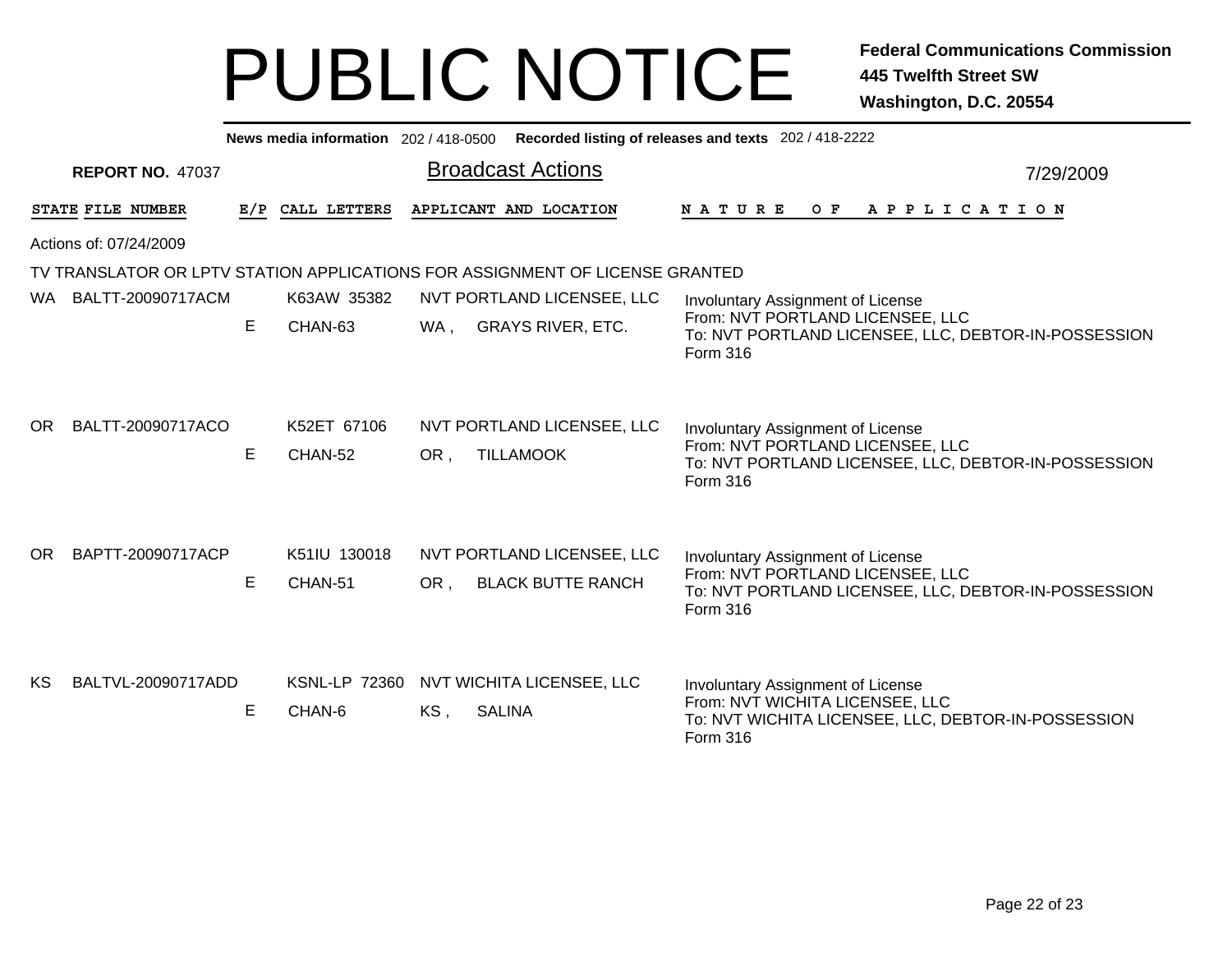# PUBLIC NOTICE

**Federal Communications Commission**
**445 Twelfth Street SW**
**Washington, D.C. 20554**

**News media information** 202 / 418-0500 **Recorded listing of releases and texts** 202 / 418-2222

**REPORT NO.** 47037

## Broadcast Actions

7/29/2009

Actions of: 07/24/2009

TV TRANSLATOR OR LPTV STATION APPLICATIONS FOR ASSIGNMENT OF LICENSE GRANTED

| STATE | FILE NUMBER | E/P | CALL LETTERS | APPLICANT AND LOCATION | NATURE OF APPLICATION |
|---|---|---|---|---|---|
| WA | BALTT-20090717ACM | E | K63AW 35382<br>CHAN-63 | NVT PORTLAND LICENSEE, LLC<br>WA , GRAYS RIVER, ETC. | Involuntary Assignment of License<br>From: NVT PORTLAND LICENSEE, LLC<br>To: NVT PORTLAND LICENSEE, LLC, DEBTOR-IN-POSSESSION<br>Form 316 |
| OR | BALTT-20090717ACO | E | K52ET 67106<br>CHAN-52 | NVT PORTLAND LICENSEE, LLC<br>OR , TILLAMOOK | Involuntary Assignment of License<br>From: NVT PORTLAND LICENSEE, LLC<br>To: NVT PORTLAND LICENSEE, LLC, DEBTOR-IN-POSSESSION<br>Form 316 |
| OR | BAPTT-20090717ACP | E | K51IU 130018<br>CHAN-51 | NVT PORTLAND LICENSEE, LLC<br>OR , BLACK BUTTE RANCH | Involuntary Assignment of License<br>From: NVT PORTLAND LICENSEE, LLC<br>To: NVT PORTLAND LICENSEE, LLC, DEBTOR-IN-POSSESSION<br>Form 316 |
| KS | BALTVL-20090717ADD | E | KSNL-LP 72360<br>CHAN-6 | NVT WICHITA LICENSEE, LLC<br>KS , SALINA | Involuntary Assignment of License<br>From: NVT WICHITA LICENSEE, LLC<br>To: NVT WICHITA LICENSEE, LLC, DEBTOR-IN-POSSESSION<br>Form 316 |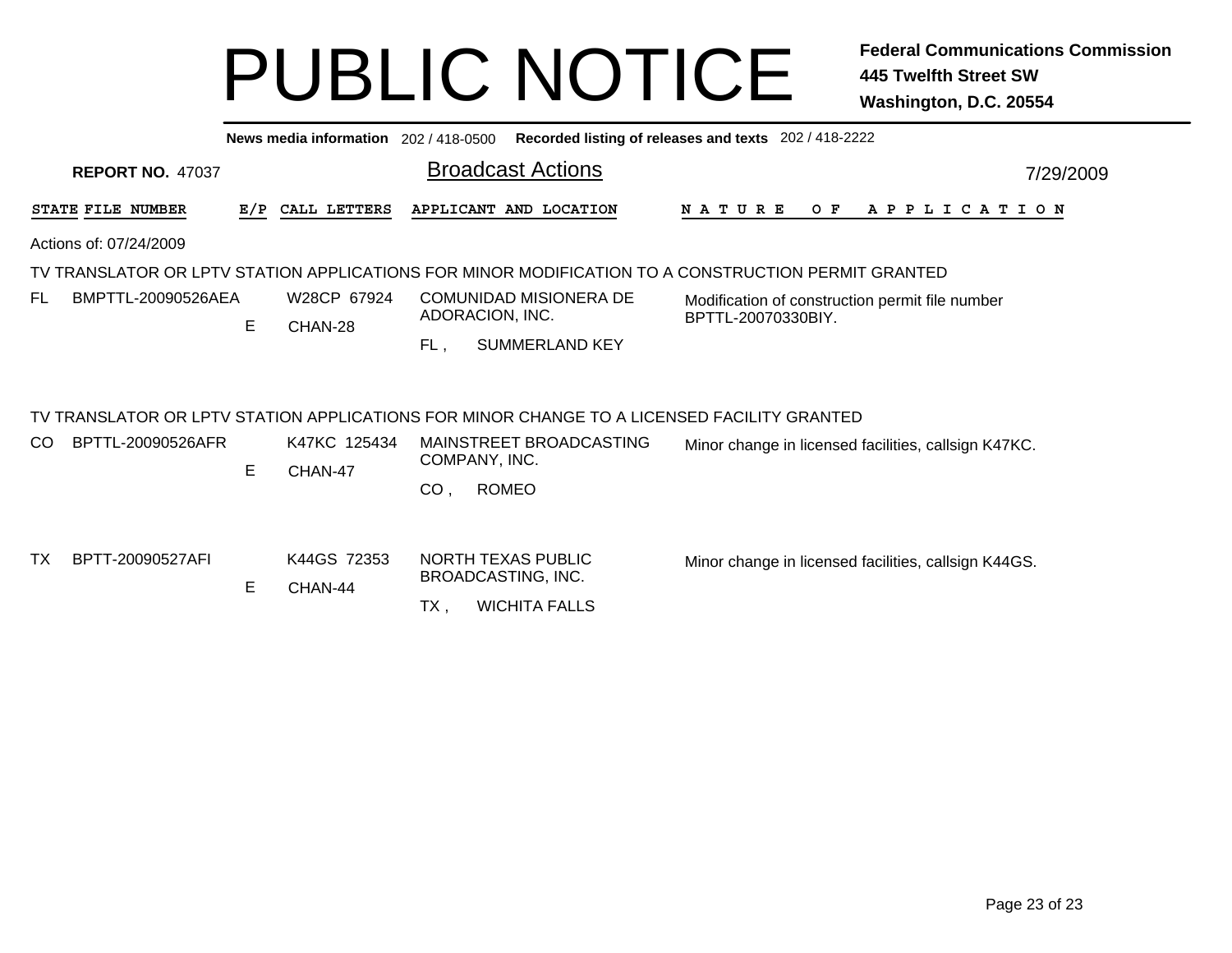# PUBLIC NOTICE

**Federal Communications Commission**
**445 Twelfth Street SW**
**Washington, D.C. 20554**

**News media information** 202 / 418-0500 **Recorded listing of releases and texts** 202 / 418-2222

**REPORT NO.** 47037

## Broadcast Actions

7/29/2009

Actions of: 07/24/2009

### TV TRANSLATOR OR LPTV STATION APPLICATIONS FOR MINOR MODIFICATION TO A CONSTRUCTION PERMIT GRANTED

| STATE | FILE NUMBER | E/P | CALL LETTERS | APPLICANT AND LOCATION | NATURE OF APPLICATION |
|---|---|---|---|---|---|
| FL | BMPTTL-20090526AEA | E | W28CP 67924 CHAN-28 | COMUNIDAD MISIONERA DE ADORACION, INC. FL , SUMMERLAND KEY | Modification of construction permit file number BPTTL-20070330BIY. |

### TV TRANSLATOR OR LPTV STATION APPLICATIONS FOR MINOR CHANGE TO A LICENSED FACILITY GRANTED

| STATE | FILE NUMBER | E/P | CALL LETTERS | APPLICANT AND LOCATION | NATURE OF APPLICATION |
|---|---|---|---|---|---|
| CO | BPTTL-20090526AFR | E | K47KC 125434 CHAN-47 | MAINSTREET BROADCASTING COMPANY, INC. CO , ROMEO | Minor change in licensed facilities, callsign K47KC. |
| TX | BPTT-20090527AFI | E | K44GS 72353 CHAN-44 | NORTH TEXAS PUBLIC BROADCASTING, INC. TX , WICHITA FALLS | Minor change in licensed facilities, callsign K44GS. |